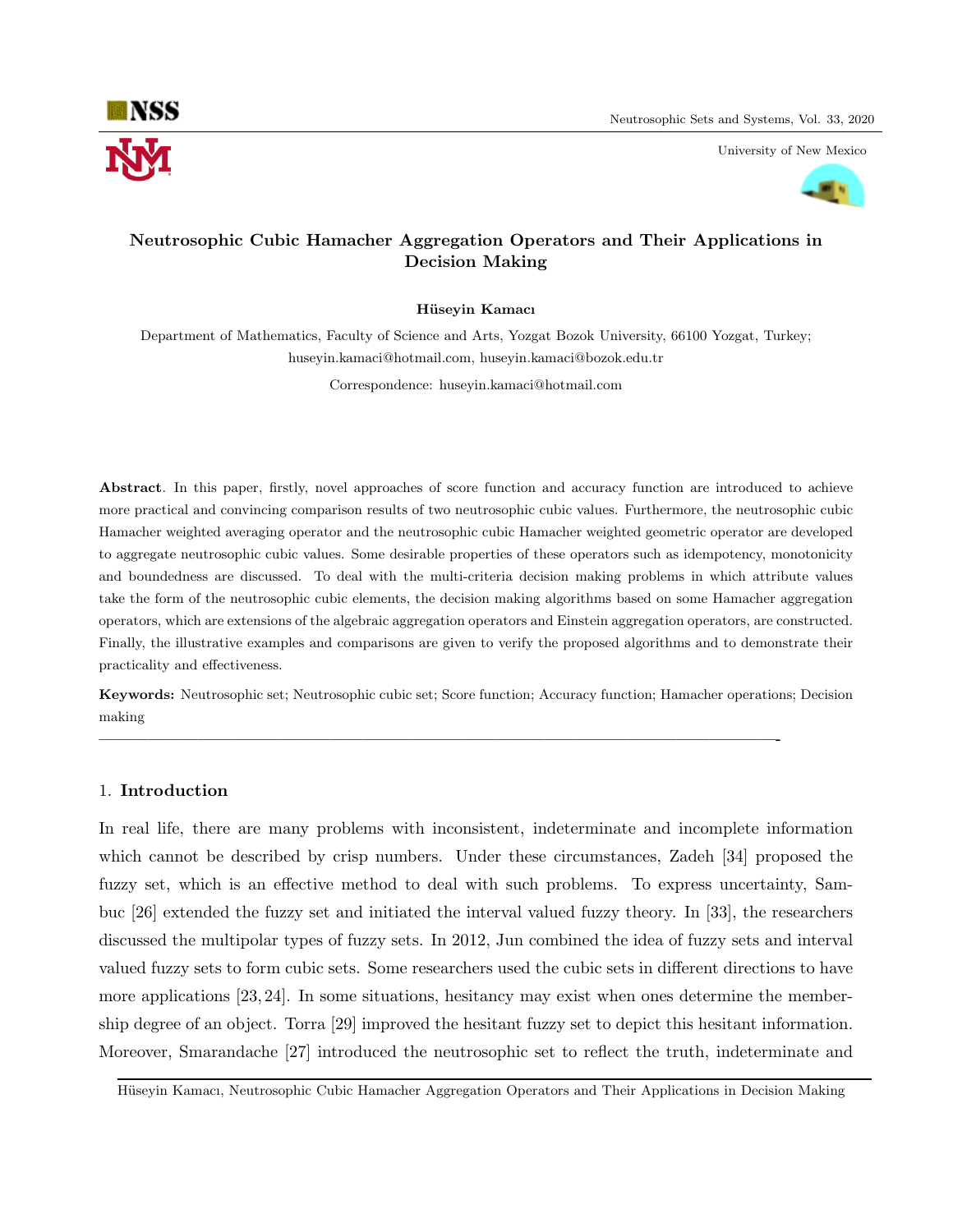# Neutrosophic Cubic Hamacher Aggregation Operators and Their Applications in Decision Making

**Hüseyin Kamacı**

Department of Mathematics, Faculty of Science and Arts, Yozgat Bozok University, 66100 Yozgat, Turkey; huseyin.kamaci@hotmail.com, huseyin.kamaci@bozok.edu.tr

Correspondence: huseyin.kamaci@hotmail.com

**Abstract**. In this paper, firstly, novel approaches of score function and accuracy function are introduced to achieve more practical and convincing comparison results of two neutrosophic cubic values. Furthermore, the neutrosophic cubic Hamacher weighted averaging operator and the neutrosophic cubic Hamacher weighted geometric operator are developed to aggregate neutrosophic cubic values. Some desirable properties of these operators such as idempotency, monotonicity and boundedness are discussed. To deal with the multi-criteria decision making problems in which attribute values take the form of the neutrosophic cubic elements, the decision making algorithms based on some Hamacher aggregation operators, which are extensions of the algebraic aggregation operators and Einstein aggregation operators, are constructed. Finally, the illustrative examples and comparisons are given to verify the proposed algorithms and to demonstrate their practicality and effectiveness.

**Keywords:** Neutrosophic set; Neutrosophic cubic set; Score function; Accuracy function; Hamacher operations; Decision making

---

## 1. Introduction

In real life, there are many problems with inconsistent, indeterminate and incomplete information which cannot be described by crisp numbers. Under these circumstances, Zadeh [34] proposed the fuzzy set, which is an effective method to deal with such problems. To express uncertainty, Sambuc [26] extended the fuzzy set and initiated the interval valued fuzzy theory. In [33], the researchers discussed the multipolar types of fuzzy sets. In 2012, Jun combined the idea of fuzzy sets and interval valued fuzzy sets to form cubic sets. Some researchers used the cubic sets in different directions to have more applications [23, 24]. In some situations, hesitancy may exist when ones determine the membership degree of an object. Torra [29] improved the hesitant fuzzy set to depict this hesitant information. Moreover, Smarandache [27] introduced the neutrosophic set to reflect the truth, indeterminate and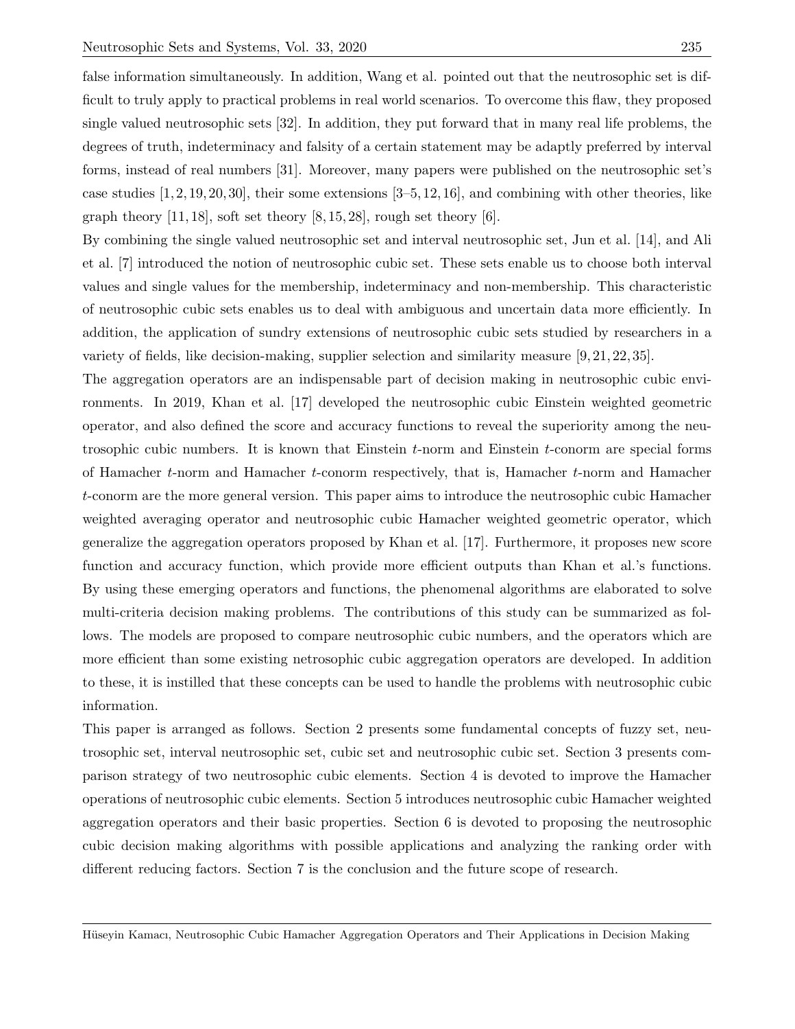false information simultaneously. In addition, Wang et al. pointed out that the neutrosophic set is difficult to truly apply to practical problems in real world scenarios. To overcome this flaw, they proposed single valued neutrosophic sets [32]. In addition, they put forward that in many real life problems, the degrees of truth, indeterminacy and falsity of a certain statement may be adaptly preferred by interval forms, instead of real numbers [31]. Moreover, many papers were published on the neutrosophic set's case studies [1, 2, 19, 20, 30], their some extensions [3–5, 12, 16], and combining with other theories, like graph theory [11, 18], soft set theory [8, 15, 28], rough set theory [6].

By combining the single valued neutrosophic set and interval neutrosophic set, Jun et al. [14], and Ali et al. [7] introduced the notion of neutrosophic cubic set. These sets enable us to choose both interval values and single values for the membership, indeterminacy and non-membership. This characteristic of neutrosophic cubic sets enables us to deal with ambiguous and uncertain data more efficiently. In addition, the application of sundry extensions of neutrosophic cubic sets studied by researchers in a variety of fields, like decision-making, supplier selection and similarity measure [9, 21, 22, 35].

The aggregation operators are an indispensable part of decision making in neutrosophic cubic environments. In 2019, Khan et al. [17] developed the neutrosophic cubic Einstein weighted geometric operator, and also defined the score and accuracy functions to reveal the superiority among the neutrosophic cubic numbers. It is known that Einstein $t$-norm and Einstein $t$-conorm are special forms of Hamacher $t$-norm and Hamacher $t$-conorm respectively, that is, Hamacher $t$-norm and Hamacher $t$-conorm are the more general version. This paper aims to introduce the neutrosophic cubic Hamacher weighted averaging operator and neutrosophic cubic Hamacher weighted geometric operator, which generalize the aggregation operators proposed by Khan et al. [17]. Furthermore, it proposes new score function and accuracy function, which provide more efficient outputs than Khan et al.'s functions. By using these emerging operators and functions, the phenomenal algorithms are elaborated to solve multi-criteria decision making problems. The contributions of this study can be summarized as follows. The models are proposed to compare neutrosophic cubic numbers, and the operators which are more efficient than some existing netrosophic cubic aggregation operators are developed. In addition to these, it is instilled that these concepts can be used to handle the problems with neutrosophic cubic information.

This paper is arranged as follows. Section 2 presents some fundamental concepts of fuzzy set, neutrosophic set, interval neutrosophic set, cubic set and neutrosophic cubic set. Section 3 presents comparison strategy of two neutrosophic cubic elements. Section 4 is devoted to improve the Hamacher operations of neutrosophic cubic elements. Section 5 introduces neutrosophic cubic Hamacher weighted aggregation operators and their basic properties. Section 6 is devoted to proposing the neutrosophic cubic decision making algorithms with possible applications and analyzing the ranking order with different reducing factors. Section 7 is the conclusion and the future scope of research.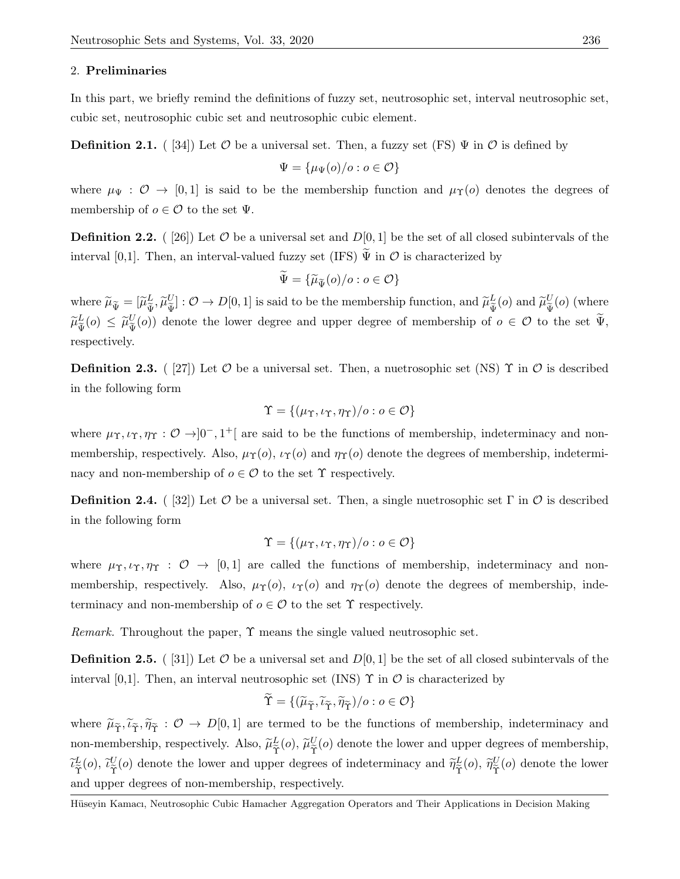## 2. **Preliminaries**

In this part, we briefly remind the definitions of fuzzy set, neutrosophic set, interval neutrosophic set, cubic set, neutrosophic cubic set and neutrosophic cubic element.

**Definition 2.1.** ( [34]) Let $\mathcal{O}$ be a universal set. Then, a fuzzy set (FS) $\Psi$ in $\mathcal{O}$ is defined by

$$\Psi = \{\mu_\Psi(o)/o : o \in \mathcal{O}\}$$

where $\mu_\Psi : \mathcal{O} \to [0, 1]$ is said to be the membership function and $\mu_\Upsilon(o)$ denotes the degrees of membership of $o \in \mathcal{O}$ to the set $\Psi$.

**Definition 2.2.** ( [26]) Let $\mathcal{O}$ be a universal set and $D[0, 1]$ be the set of all closed subintervals of the interval [0,1]. Then, an interval-valued fuzzy set (IFS) $\widetilde{\Psi}$ in $\mathcal{O}$ is characterized by

$$\widetilde{\Psi} = \{\widetilde{\mu}_{\widetilde{\Psi}}(o)/o : o \in \mathcal{O}\}$$

where $\widetilde{\mu}_{\widetilde{\Psi}} = [\widetilde{\mu}^L_{\widetilde{\Psi}}, \widetilde{\mu}^U_{\widetilde{\Psi}}] : \mathcal{O} \to D[0, 1]$ is said to be the membership function, and $\widetilde{\mu}^L_{\widetilde{\Psi}}(o)$ and $\widetilde{\mu}^U_{\widetilde{\Psi}}(o)$ (where $\widetilde{\mu}^L_{\widetilde{\Psi}}(o) \leq \widetilde{\mu}^U_{\widetilde{\Psi}}(o)$) denote the lower degree and upper degree of membership of $o \in \mathcal{O}$ to the set $\widetilde{\Psi}$, respectively.

**Definition 2.3.** ( [27]) Let $\mathcal{O}$ be a universal set. Then, a nuetrosophic set (NS) $\Upsilon$ in $\mathcal{O}$ is described in the following form

$$\Upsilon = \{(\mu_\Upsilon, \iota_\Upsilon, \eta_\Upsilon)/o : o \in \mathcal{O}\}$$

where $\mu_\Upsilon, \iota_\Upsilon, \eta_\Upsilon : \mathcal{O} \to ]0^-, 1^+[$ are said to be the functions of membership, indeterminacy and non-membership, respectively. Also, $\mu_\Upsilon(o)$, $\iota_\Upsilon(o)$ and $\eta_\Upsilon(o)$ denote the degrees of membership, indeterminacy and non-membership of $o \in \mathcal{O}$ to the set $\Upsilon$ respectively.

**Definition 2.4.** ( [32]) Let $\mathcal{O}$ be a universal set. Then, a single nuetrosophic set $\Gamma$ in $\mathcal{O}$ is described in the following form

$$\Upsilon = \{(\mu_\Upsilon, \iota_\Upsilon, \eta_\Upsilon)/o : o \in \mathcal{O}\}$$

where $\mu_\Upsilon, \iota_\Upsilon, \eta_\Upsilon : \mathcal{O} \to [0, 1]$ are called the functions of membership, indeterminacy and non-membership, respectively. Also, $\mu_\Upsilon(o)$, $\iota_\Upsilon(o)$ and $\eta_\Upsilon(o)$ denote the degrees of membership, indeterminacy and non-membership of $o \in \mathcal{O}$ to the set $\Upsilon$ respectively.

*Remark.* Throughout the paper, $\Upsilon$ means the single valued neutrosophic set.

**Definition 2.5.** ( [31]) Let $\mathcal{O}$ be a universal set and $D[0, 1]$ be the set of all closed subintervals of the interval [0,1]. Then, an interval neutrosophic set (INS) $\Upsilon$ in $\mathcal{O}$ is characterized by

$$\widetilde{\Upsilon} = \{(\widetilde{\mu}_{\widetilde{\Upsilon}}, \widetilde{\iota}_{\widetilde{\Upsilon}}, \widetilde{\eta}_{\widetilde{\Upsilon}})/o : o \in \mathcal{O}\}$$

where $\widetilde{\mu}_{\widetilde{\Upsilon}}, \widetilde{\iota}_{\widetilde{\Upsilon}}, \widetilde{\eta}_{\widetilde{\Upsilon}} : \mathcal{O} \to D[0, 1]$ are termed to be the functions of membership, indeterminacy and non-membership, respectively. Also, $\widetilde{\mu}^L_{\widetilde{\Upsilon}}(o)$, $\widetilde{\mu}^U_{\widetilde{\Upsilon}}(o)$ denote the lower and upper degrees of membership, $\widetilde{\iota}^L_{\widetilde{\Upsilon}}(o)$, $\widetilde{\iota}^U_{\widetilde{\Upsilon}}(o)$ denote the lower and upper degrees of indeterminacy and $\widetilde{\eta}^L_{\widetilde{\Upsilon}}(o)$, $\widetilde{\eta}^U_{\widetilde{\Upsilon}}(o)$ denote the lower and upper degrees of non-membership, respectively.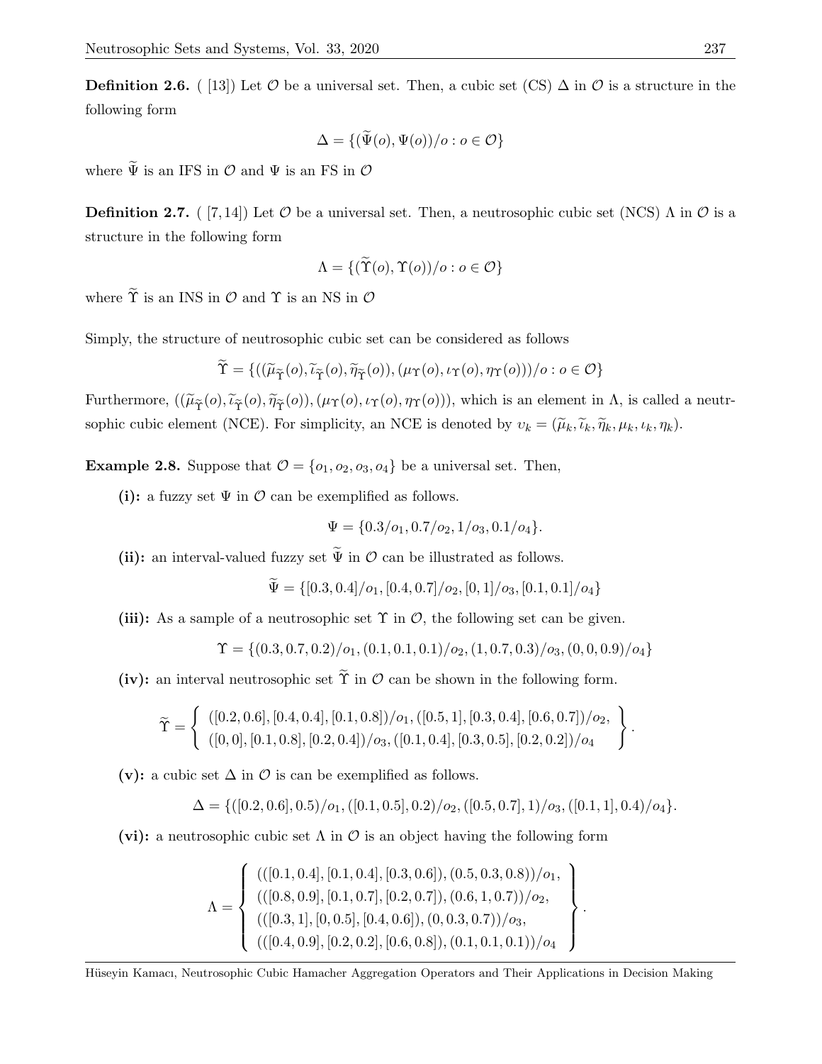**Definition 2.6.** ( [13]) Let $\mathcal{O}$ be a universal set. Then, a cubic set (CS) $\Delta$ in $\mathcal{O}$ is a structure in the following form

$$\Delta = \{(\widetilde{\Psi}(o), \Psi(o))/o : o \in \mathcal{O}\}$$

where $\widetilde{\Psi}$ is an IFS in $\mathcal{O}$ and $\Psi$ is an FS in $\mathcal{O}$

**Definition 2.7.** ( [7,14]) Let $\mathcal{O}$ be a universal set. Then, a neutrosophic cubic set (NCS) $\Lambda$ in $\mathcal{O}$ is a structure in the following form

$$\Lambda = \{(\widetilde{\Upsilon}(o), \Upsilon(o))/o : o \in \mathcal{O}\}$$

where $\widetilde{\Upsilon}$ is an INS in $\mathcal{O}$ and $\Upsilon$ is an NS in $\mathcal{O}$

Simply, the structure of neutrosophic cubic set can be considered as follows

$$\widetilde{\Upsilon} = \{((\widetilde{\mu}_{\widetilde{\Upsilon}}(o), \widetilde{\iota}_{\widetilde{\Upsilon}}(o), \widetilde{\eta}_{\widetilde{\Upsilon}}(o)), (\mu_{\Upsilon}(o), \iota_{\Upsilon}(o), \eta_{\Upsilon}(o)))/o : o \in \mathcal{O}\}$$

Furthermore, $((\widetilde{\mu}_{\widetilde{\Upsilon}}(o), \widetilde{\iota}_{\widetilde{\Upsilon}}(o), \widetilde{\eta}_{\widetilde{\Upsilon}}(o)), (\mu_{\Upsilon}(o), \iota_{\Upsilon}(o), \eta_{\Upsilon}(o)))$, which is an element in $\Lambda$, is called a neutrsophic cubic element (NCE). For simplicity, an NCE is denoted by $\upsilon_k = (\widetilde{\mu}_k, \widetilde{\iota}_k, \widetilde{\eta}_k, \mu_k, \iota_k, \eta_k)$.

**Example 2.8.** Suppose that $\mathcal{O} = \{o_1, o_2, o_3, o_4\}$ be a universal set. Then,

**(i):** a fuzzy set $\Psi$ in $\mathcal{O}$ can be exemplified as follows.

$$\Psi = \{0.3/o_1, 0.7/o_2, 1/o_3, 0.1/o_4\}.$$

**(ii):** an interval-valued fuzzy set $\widetilde{\Psi}$ in $\mathcal{O}$ can be illustrated as follows.

$$\widetilde{\Psi} = \{[0.3, 0.4]/o_1, [0.4, 0.7]/o_2, [0, 1]/o_3, [0.1, 0.1]/o_4\}$$

**(iii):** As a sample of a neutrosophic set $\Upsilon$ in $\mathcal{O}$, the following set can be given.

$$\Upsilon = \{(0.3, 0.7, 0.2)/o_1, (0.1, 0.1, 0.1)/o_2, (1, 0.7, 0.3)/o_3, (0, 0, 0.9)/o_4\}$$

**(iv):** an interval neutrosophic set $\widetilde{\Upsilon}$ in $\mathcal{O}$ can be shown in the following form.

$$\widetilde{\Upsilon} = \left\{ \begin{array}{l} ([0.2, 0.6], [0.4, 0.4], [0.1, 0.8])/o_1, ([0.5, 1], [0.3, 0.4], [0.6, 0.7])/o_2, \\ ([0, 0], [0.1, 0.8], [0.2, 0.4])/o_3, ([0.1, 0.4], [0.3, 0.5], [0.2, 0.2])/o_4 \end{array} \right\}.$$

**(v):** a cubic set $\Delta$ in $\mathcal{O}$ is can be exemplified as follows.

$$\Delta = \{([0.2, 0.6], 0.5)/o_1, ([0.1, 0.5], 0.2)/o_2, ([0.5, 0.7], 1)/o_3, ([0.1, 1], 0.4)/o_4\}.$$

**(vi):** a neutrosophic cubic set $\Lambda$ in $\mathcal{O}$ is an object having the following form

$$\Lambda = \left\{ \begin{array}{l} (([0.1, 0.4], [0.1, 0.4], [0.3, 0.6]), (0.5, 0.3, 0.8))/o_1, \\ (([0.8, 0.9], [0.1, 0.7], [0.2, 0.7]), (0.6, 1, 0.7))/o_2, \\ (([0.3, 1], [0, 0.5], [0.4, 0.6]), (0, 0.3, 0.7))/o_3, \\ (([0.4, 0.9], [0.2, 0.2], [0.6, 0.8]), (0.1, 0.1, 0.1))/o_4 \end{array} \right\}.$$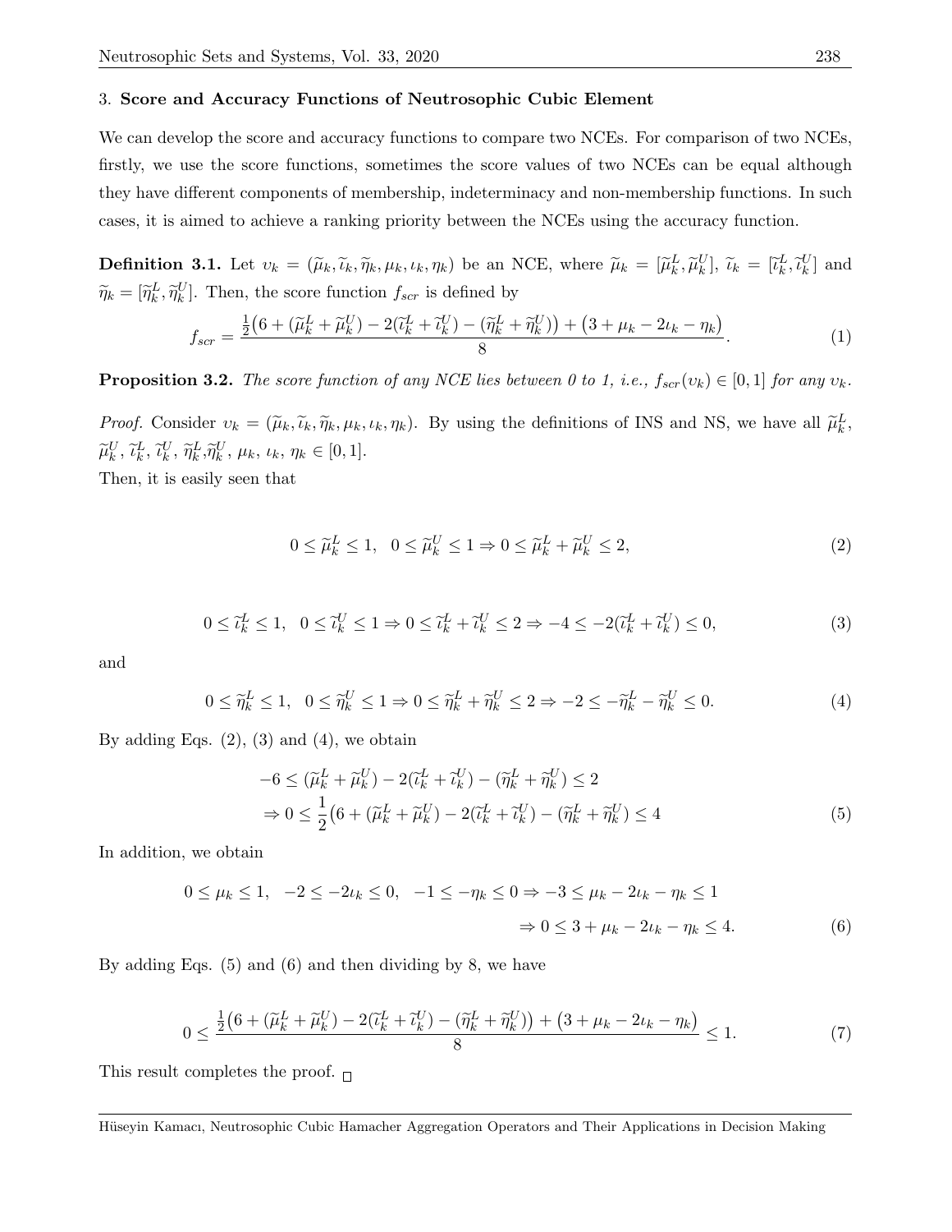## 3. **Score and Accuracy Functions of Neutrosophic Cubic Element**

We can develop the score and accuracy functions to compare two NCEs. For comparison of two NCEs, firstly, we use the score functions, sometimes the score values of two NCEs can be equal although they have different components of membership, indeterminacy and non-membership functions. In such cases, it is aimed to achieve a ranking priority between the NCEs using the accuracy function.

**Definition 3.1.** Let $\upsilon_k = (\widetilde{\mu}_k, \widetilde{\iota}_k, \widetilde{\eta}_k, \mu_k, \iota_k, \eta_k)$ be an NCE, where $\widetilde{\mu}_k = [\widetilde{\mu}_k^L, \widetilde{\mu}_k^U]$, $\widetilde{\iota}_k = [\widetilde{\iota}_k^L, \widetilde{\iota}_k^U]$ and $\widetilde{\eta}_k = [\widetilde{\eta}_k^L, \widetilde{\eta}_k^U]$. Then, the score function $f_{scr}$ is defined by

$$f_{scr} = \frac{\frac{1}{2}\big(6 + (\widetilde{\mu}_k^L + \widetilde{\mu}_k^U) - 2(\widetilde{\iota}_k^L + \widetilde{\iota}_k^U) - (\widetilde{\eta}_k^L + \widetilde{\eta}_k^U)\big) + \big(3 + \mu_k - 2\iota_k - \eta_k\big)}{8}. \tag{1}$$

**Proposition 3.2.** *The score function of any NCE lies between 0 to 1, i.e., $f_{scr}(\upsilon_k) \in [0,1]$ for any $\upsilon_k$.*

*Proof.* Consider $\upsilon_k = (\widetilde{\mu}_k, \widetilde{\iota}_k, \widetilde{\eta}_k, \mu_k, \iota_k, \eta_k)$. By using the definitions of INS and NS, we have all $\widetilde{\mu}_k^L$, $\widetilde{\mu}_k^U$, $\widetilde{\iota}_k^L$, $\widetilde{\iota}_k^U$, $\widetilde{\eta}_k^L$,$\widetilde{\eta}_k^U$, $\mu_k$, $\iota_k$, $\eta_k \in [0,1]$.
Then, it is easily seen that

$$0 \leq \widetilde{\mu}_k^L \leq 1, \quad 0 \leq \widetilde{\mu}_k^U \leq 1 \Rightarrow 0 \leq \widetilde{\mu}_k^L + \widetilde{\mu}_k^U \leq 2, \tag{2}$$

$$0 \leq \widetilde{\iota}_k^L \leq 1, \quad 0 \leq \widetilde{\iota}_k^U \leq 1 \Rightarrow 0 \leq \widetilde{\iota}_k^L + \widetilde{\iota}_k^U \leq 2 \Rightarrow -4 \leq -2(\widetilde{\iota}_k^L + \widetilde{\iota}_k^U) \leq 0, \tag{3}$$

and

$$0 \leq \widetilde{\eta}_k^L \leq 1, \quad 0 \leq \widetilde{\eta}_k^U \leq 1 \Rightarrow 0 \leq \widetilde{\eta}_k^L + \widetilde{\eta}_k^U \leq 2 \Rightarrow -2 \leq -\widetilde{\eta}_k^L - \widetilde{\eta}_k^U \leq 0. \tag{4}$$

By adding Eqs. (2), (3) and (4), we obtain

$$\begin{aligned} &-6 \leq (\widetilde{\mu}_k^L + \widetilde{\mu}_k^U) - 2(\widetilde{\iota}_k^L + \widetilde{\iota}_k^U) - (\widetilde{\eta}_k^L + \widetilde{\eta}_k^U) \leq 2 \\ &\Rightarrow 0 \leq \frac{1}{2}\big(6 + (\widetilde{\mu}_k^L + \widetilde{\mu}_k^U) - 2(\widetilde{\iota}_k^L + \widetilde{\iota}_k^U) - (\widetilde{\eta}_k^L + \widetilde{\eta}_k^U)\big) \leq 4 \end{aligned} \tag{5}$$

In addition, we obtain

$$\begin{aligned} 0 \leq \mu_k \leq 1, \quad -2 \leq -2\iota_k \leq 0, \quad -1 \leq -\eta_k \leq 0 &\Rightarrow -3 \leq \mu_k - 2\iota_k - \eta_k \leq 1 \\ &\Rightarrow 0 \leq 3 + \mu_k - 2\iota_k - \eta_k \leq 4. \end{aligned} \tag{6}$$

By adding Eqs. (5) and (6) and then dividing by 8, we have

$$0 \leq \frac{\frac{1}{2}\big(6 + (\widetilde{\mu}_k^L + \widetilde{\mu}_k^U) - 2(\widetilde{\iota}_k^L + \widetilde{\iota}_k^U) - (\widetilde{\eta}_k^L + \widetilde{\eta}_k^U)\big) + \big(3 + \mu_k - 2\iota_k - \eta_k\big)}{8} \leq 1. \tag{7}$$

This result completes the proof. □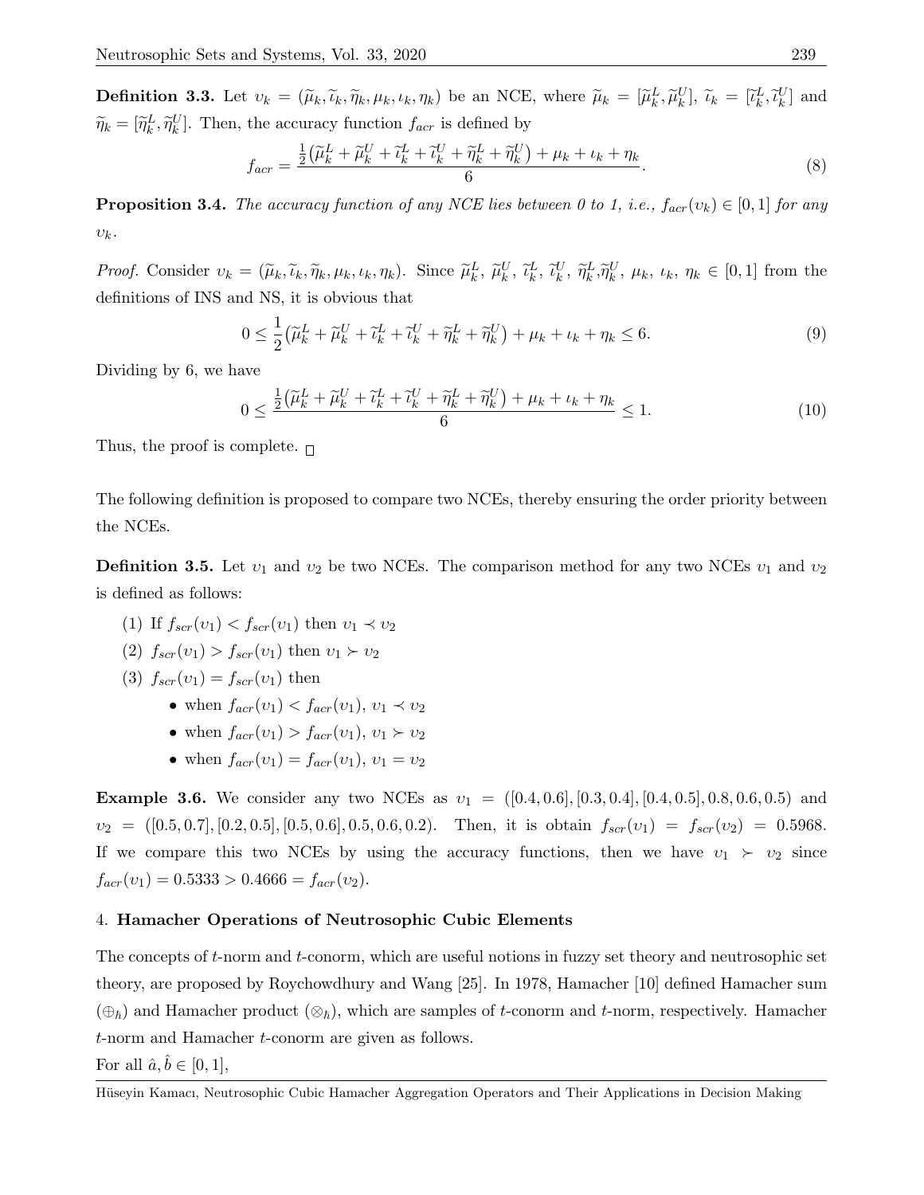**Definition 3.3.** Let $\upsilon_k = (\widetilde{\mu}_k, \widetilde{\iota}_k, \widetilde{\eta}_k, \mu_k, \iota_k, \eta_k)$ be an NCE, where $\widetilde{\mu}_k = [\widetilde{\mu}_k^L, \widetilde{\mu}_k^U]$, $\widetilde{\iota}_k = [\widetilde{\iota}_k^L, \widetilde{\iota}_k^U]$ and $\widetilde{\eta}_k = [\widetilde{\eta}_k^L, \widetilde{\eta}_k^U]$. Then, the accuracy function $f_{acr}$ is defined by

$$f_{acr} = \frac{\frac{1}{2}\big(\widetilde{\mu}_k^L + \widetilde{\mu}_k^U + \widetilde{\iota}_k^L + \widetilde{\iota}_k^U + \widetilde{\eta}_k^L + \widetilde{\eta}_k^U\big) + \mu_k + \iota_k + \eta_k}{6}. \tag{8}$$

**Proposition 3.4.** *The accuracy function of any NCE lies between 0 to 1, i.e., $f_{acr}(\upsilon_k) \in [0, 1]$ for any $\upsilon_k$.*

*Proof.* Consider $\upsilon_k = (\widetilde{\mu}_k, \widetilde{\iota}_k, \widetilde{\eta}_k, \mu_k, \iota_k, \eta_k)$. Since $\widetilde{\mu}_k^L$, $\widetilde{\mu}_k^U$, $\widetilde{\iota}_k^L$, $\widetilde{\iota}_k^U$, $\widetilde{\eta}_k^L$,$\widetilde{\eta}_k^U$, $\mu_k$, $\iota_k$, $\eta_k \in [0, 1]$ from the definitions of INS and NS, it is obvious that

$$0 \leq \frac{1}{2}\big(\widetilde{\mu}_k^L + \widetilde{\mu}_k^U + \widetilde{\iota}_k^L + \widetilde{\iota}_k^U + \widetilde{\eta}_k^L + \widetilde{\eta}_k^U\big) + \mu_k + \iota_k + \eta_k \leq 6. \tag{9}$$

Dividing by 6, we have

$$0 \leq \frac{\frac{1}{2}\big(\widetilde{\mu}_k^L + \widetilde{\mu}_k^U + \widetilde{\iota}_k^L + \widetilde{\iota}_k^U + \widetilde{\eta}_k^L + \widetilde{\eta}_k^U\big) + \mu_k + \iota_k + \eta_k}{6} \leq 1. \tag{10}$$

Thus, the proof is complete. □

The following definition is proposed to compare two NCEs, thereby ensuring the order priority between the NCEs.

**Definition 3.5.** Let $\upsilon_1$ and $\upsilon_2$ be two NCEs. The comparison method for any two NCEs $\upsilon_1$ and $\upsilon_2$ is defined as follows:

(1) If $f_{scr}(\upsilon_1) < f_{scr}(\upsilon_1)$ then $\upsilon_1 \prec \upsilon_2$

(2) $f_{scr}(\upsilon_1) > f_{scr}(\upsilon_1)$ then $\upsilon_1 \succ \upsilon_2$

(3) $f_{scr}(\upsilon_1) = f_{scr}(\upsilon_1)$ then
- when $f_{acr}(\upsilon_1) < f_{acr}(\upsilon_1)$, $\upsilon_1 \prec \upsilon_2$
- when $f_{acr}(\upsilon_1) > f_{acr}(\upsilon_1)$, $\upsilon_1 \succ \upsilon_2$
- when $f_{acr}(\upsilon_1) = f_{acr}(\upsilon_1)$, $\upsilon_1 = \upsilon_2$

**Example 3.6.** We consider any two NCEs as $\upsilon_1 = ([0.4, 0.6], [0.3, 0.4], [0.4, 0.5], 0.8, 0.6, 0.5)$ and $\upsilon_2 = ([0.5, 0.7], [0.2, 0.5], [0.5, 0.6], 0.5, 0.6, 0.2)$. Then, it is obtain $f_{scr}(\upsilon_1) = f_{scr}(\upsilon_2) = 0.5968$. If we compare this two NCEs by using the accuracy functions, then we have $\upsilon_1 \succ \upsilon_2$ since $f_{acr}(\upsilon_1) = 0.5333 > 0.4666 = f_{acr}(\upsilon_2)$.

## 4. **Hamacher Operations of Neutrosophic Cubic Elements**

The concepts of $t$-norm and $t$-conorm, which are useful notions in fuzzy set theory and neutrosophic set theory, are proposed by Roychowdhury and Wang [25]. In 1978, Hamacher [10] defined Hamacher sum ($\oplus_\hbar$) and Hamacher product ($\otimes_\hbar$), which are samples of $t$-conorm and $t$-norm, respectively. Hamacher $t$-norm and Hamacher $t$-conorm are given as follows.

For all $\hat{a}, \hat{b} \in [0, 1]$,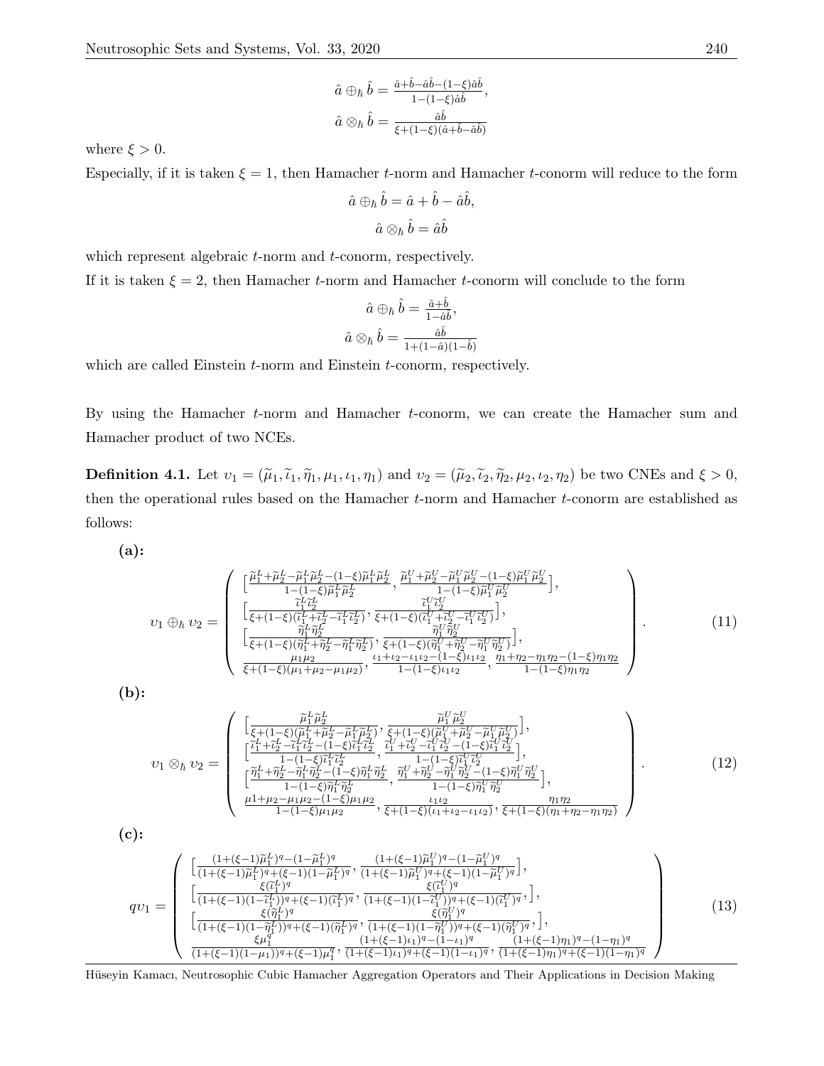$$\hat{a} \oplus_{\hbar} \hat{b} = \frac{\hat{a}+\hat{b}-\hat{a}\hat{b}-(1-\xi)\hat{a}\hat{b}}{1-(1-\xi)\hat{a}\hat{b}},$$

$$\hat{a} \otimes_{\hbar} \hat{b} = \frac{\hat{a}\hat{b}}{\xi+(1-\xi)(\hat{a}+\hat{b}-\hat{a}\hat{b})}$$

where $\xi > 0$.

Especially, if it is taken $\xi = 1$, then Hamacher $t$-norm and Hamacher $t$-conorm will reduce to the form

$$\hat{a} \oplus_{\hbar} \hat{b} = \hat{a} + \hat{b} - \hat{a}\hat{b},$$

$$\hat{a} \otimes_{\hbar} \hat{b} = \hat{a}\hat{b}$$

which represent algebraic $t$-norm and $t$-conorm, respectively.

If it is taken $\xi = 2$, then Hamacher $t$-norm and Hamacher $t$-conorm will conclude to the form

$$\hat{a} \oplus_{\hbar} \hat{b} = \frac{\hat{a}+\hat{b}}{1-\hat{a}\hat{b}},$$

$$\hat{a} \otimes_{\hbar} \hat{b} = \frac{\hat{a}\hat{b}}{1+(1-\hat{a})(1-\hat{b})}$$

which are called Einstein $t$-norm and Einstein $t$-conorm, respectively.

By using the Hamacher $t$-norm and Hamacher $t$-conorm, we can create the Hamacher sum and Hamacher product of two NCEs.

**Definition 4.1.** Let $\upsilon_1 = (\widetilde{\mu}_1, \widetilde{\iota}_1, \widetilde{\eta}_1, \mu_1, \iota_1, \eta_1)$ and $\upsilon_2 = (\widetilde{\mu}_2, \widetilde{\iota}_2, \widetilde{\eta}_2, \mu_2, \iota_2, \eta_2)$ be two CNEs and $\xi > 0$, then the operational rules based on the Hamacher $t$-norm and Hamacher $t$-conorm are established as follows:

**(a):**

$$\upsilon_1 \oplus_{\hbar} \upsilon_2 = \begin{pmatrix} \left[\frac{\widetilde{\mu}_1^L+\widetilde{\mu}_2^L-\widetilde{\mu}_1^L\widetilde{\mu}_2^L-(1-\xi)\widetilde{\mu}_1^L\widetilde{\mu}_2^L}{1-(1-\xi)\widetilde{\mu}_1^L\widetilde{\mu}_2^L}, \frac{\widetilde{\mu}_1^U+\widetilde{\mu}_2^U-\widetilde{\mu}_1^U\widetilde{\mu}_2^U-(1-\xi)\widetilde{\mu}_1^U\widetilde{\mu}_2^U}{1-(1-\xi)\widetilde{\mu}_1^U\widetilde{\mu}_2^U}\right], \\ \left[\frac{\widetilde{\iota}_1^L\widetilde{\iota}_2^L}{\xi+(1-\xi)(\widetilde{\iota}_1^L+\widetilde{\iota}_2^L-\widetilde{\iota}_1^L\widetilde{\iota}_2^L)}, \frac{\widetilde{\iota}_1^U\widetilde{\iota}_2^U}{\xi+(1-\xi)(\widetilde{\iota}_1^U+\widetilde{\iota}_2^U-\widetilde{\iota}_1^U\widetilde{\iota}_2^U)}\right], \\ \left[\frac{\widetilde{\eta}_1^L\widetilde{\eta}_2^L}{\xi+(1-\xi)(\widetilde{\eta}_1^L+\widetilde{\eta}_2^L-\widetilde{\eta}_1^L\widetilde{\eta}_2^L)}, \frac{\widetilde{\eta}_1^U\widetilde{\eta}_2^U}{\xi+(1-\xi)(\widetilde{\eta}_1^U+\widetilde{\eta}_2^U-\widetilde{\eta}_1^U\widetilde{\eta}_2^U)}\right], \\ \frac{\mu_1\mu_2}{\xi+(1-\xi)(\mu_1+\mu_2-\mu_1\mu_2)}, \frac{\iota_1+\iota_2-\iota_1\iota_2-(1-\xi)\iota_1\iota_2}{1-(1-\xi)\iota_1\iota_2}, \frac{\eta_1+\eta_2-\eta_1\eta_2-(1-\xi)\eta_1\eta_2}{1-(1-\xi)\eta_1\eta_2} \end{pmatrix}. \tag{11}$$

**(b):**

$$\upsilon_1 \otimes_{\hbar} \upsilon_2 = \begin{pmatrix} \left[\frac{\widetilde{\mu}_1^L\widetilde{\mu}_2^L}{\xi+(1-\xi)(\widetilde{\mu}_1^L+\widetilde{\mu}_2^L-\widetilde{\mu}_1^L\widetilde{\mu}_2^L)}, \frac{\widetilde{\mu}_1^U\widetilde{\mu}_2^U}{\xi+(1-\xi)(\widetilde{\mu}_1^U+\widetilde{\mu}_2^U-\widetilde{\mu}_1^U\widetilde{\mu}_2^U)}\right], \\ \left[\frac{\widetilde{\iota}_1^L+\widetilde{\iota}_2^L-\widetilde{\iota}_1^L\widetilde{\iota}_2^L-(1-\xi)\widetilde{\iota}_1^L\widetilde{\iota}_2^L}{1-(1-\xi)\widetilde{\iota}_1^L\widetilde{\iota}_2^L}, \frac{\widetilde{\iota}_1^U+\widetilde{\iota}_2^U-\widetilde{\iota}_1^U\widetilde{\iota}_2^U-(1-\xi)\widetilde{\iota}_1^U\widetilde{\iota}_2^U}{1-(1-\xi)\widetilde{\iota}_1^U\widetilde{\iota}_2^U}\right], \\ \left[\frac{\widetilde{\eta}_1^L+\widetilde{\eta}_2^L-\widetilde{\eta}_1^L\widetilde{\eta}_2^L-(1-\xi)\widetilde{\eta}_1^L\widetilde{\eta}_2^L}{1-(1-\xi)\widetilde{\eta}_1^L\widetilde{\eta}_2^L}, \frac{\widetilde{\eta}_1^U+\widetilde{\eta}_2^U-\widetilde{\eta}_1^U\widetilde{\eta}_2^U-(1-\xi)\widetilde{\eta}_1^U\widetilde{\eta}_2^U}{1-(1-\xi)\widetilde{\eta}_1^U\widetilde{\eta}_2^U}\right], \\ \frac{\mu 1+\mu_2-\mu_1\mu_2-(1-\xi)\mu_1\mu_2}{1-(1-\xi)\mu_1\mu_2}, \frac{\iota_1\iota_2}{\xi+(1-\xi)(\iota_1+\iota_2-\iota_1\iota_2)}, \frac{\eta_1\eta_2}{\xi+(1-\xi)(\eta_1+\eta_2-\eta_1\eta_2)} \end{pmatrix}. \tag{12}$$

**(c):**

$$q\upsilon_1 = \begin{pmatrix} \left[\frac{(1+(\xi-1)\widetilde{\mu}_1^L)^q-(1-\widetilde{\mu}_1^L)^q}{(1+(\xi-1)\widetilde{\mu}_1^L)^q+(\xi-1)(1-\widetilde{\mu}_1^L)^q}, \frac{(1+(\xi-1)\widetilde{\mu}_1^U)^q-(1-\widetilde{\mu}_1^U)^q}{(1+(\xi-1)\widetilde{\mu}_1^U)^q+(\xi-1)(1-\widetilde{\mu}_1^U)^q}\right], \\ \left[\frac{\xi(\widetilde{\iota}_1^L)^q}{(1+(\xi-1)(1-\widetilde{\iota}_1^L))^q+(\xi-1)(\widetilde{\iota}_1^L)^q}, \frac{\xi(\widetilde{\iota}_1^U)^q}{(1+(\xi-1)(1-\widetilde{\iota}_1^U))^q+(\xi-1)(\widetilde{\iota}_1^U)^q},\right], \\ \left[\frac{\xi(\widetilde{\eta}_1^L)^q}{(1+(\xi-1)(1-\widetilde{\eta}_1^L))^q+(\xi-1)(\widetilde{\eta}_1^L)^q}, \frac{\xi(\widetilde{\eta}_1^U)^q}{(1+(\xi-1)(1-\widetilde{\eta}_1^U))^q+(\xi-1)(\widetilde{\eta}_1^U)^q},\right], \\ \frac{\xi\mu_1^q}{(1+(\xi-1)(1-\mu_1))^q+(\xi-1)\mu_1^q}, \frac{(1+(\xi-1)\iota_1)^q-(1-\iota_1)^q}{(1+(\xi-1)\iota_1)^q+(\xi-1)(1-\iota_1)^q}, \frac{(1+(\xi-1)\eta_1)^q-(1-\eta_1)^q}{(1+(\xi-1)\eta_1)^q+(\xi-1)(1-\eta_1)^q} \end{pmatrix} \tag{13}$$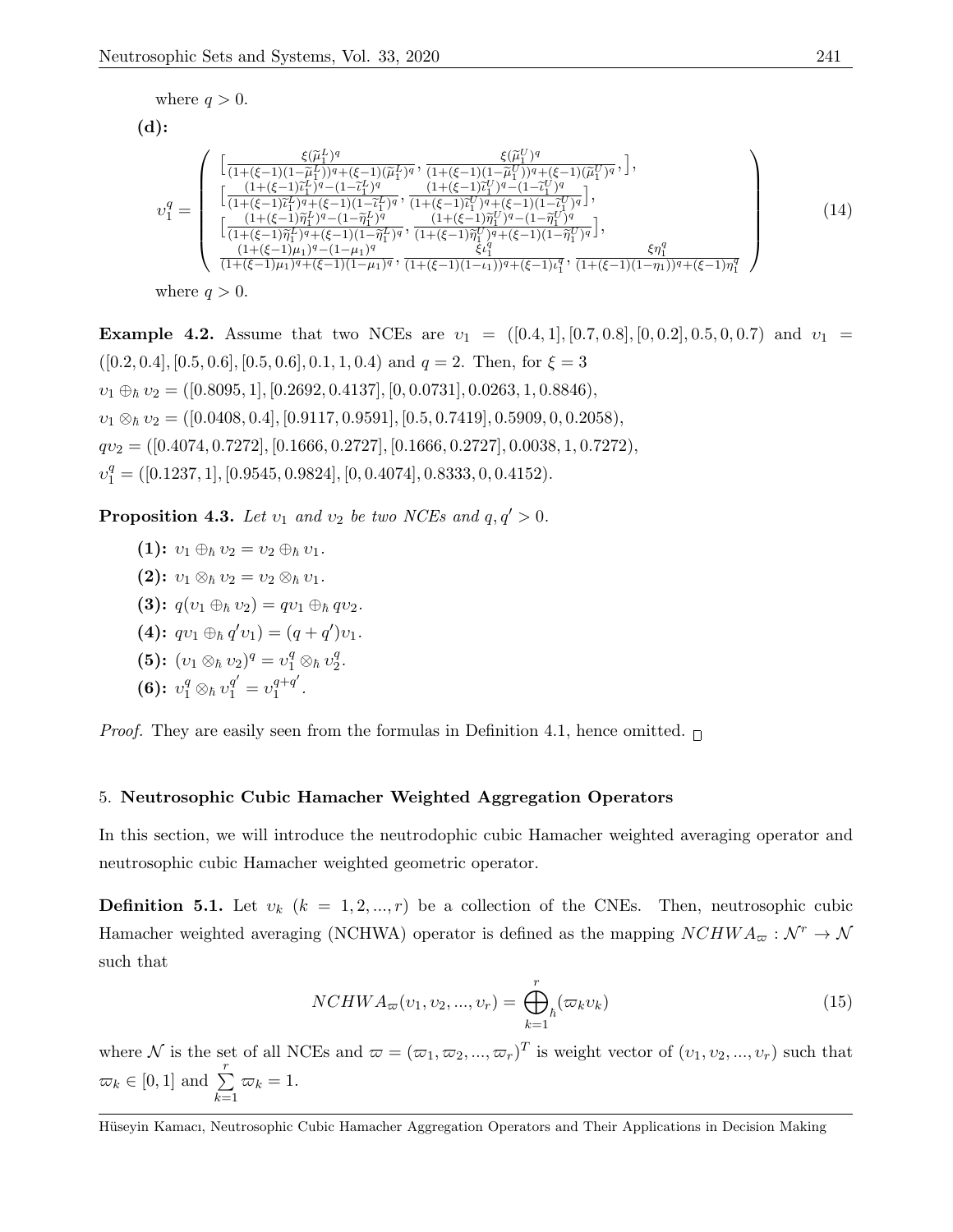where $q > 0$.

**(d):**

$$
\upsilon_1^q = \left( \begin{array}{l} \Big[\frac{\xi(\widetilde{\mu}_1^L)^q}{(1+(\xi-1)(1-\widetilde{\mu}_1^L))^q+(\xi-1)(\widetilde{\mu}_1^L)^q}, \frac{\xi(\widetilde{\mu}_1^U)^q}{(1+(\xi-1)(1-\widetilde{\mu}_1^U))^q+(\xi-1)(\widetilde{\mu}_1^U)^q}, \Big], \\ \Big[\frac{(1+(\xi-1)\widetilde{\iota}_1^L)^q-(1-\widetilde{\iota}_1^L)^q}{(1+(\xi-1)\widetilde{\iota}_1^L)^q+(\xi-1)(1-\widetilde{\iota}_1^L)^q}, \frac{(1+(\xi-1)\widetilde{\iota}_1^U)^q-(1-\widetilde{\iota}_1^U)^q}{(1+(\xi-1)\widetilde{\iota}_1^U)^q+(\xi-1)(1-\widetilde{\iota}_1^U)^q}\Big], \\ \Big[\frac{(1+(\xi-1)\widetilde{\eta}_1^L)^q-(1-\widetilde{\eta}_1^L)^q}{(1+(\xi-1)\widetilde{\eta}_1^L)^q+(\xi-1)(1-\widetilde{\eta}_1^L)^q}, \frac{(1+(\xi-1)\widetilde{\eta}_1^U)^q-(1-\widetilde{\eta}_1^U)^q}{(1+(\xi-1)\widetilde{\eta}_1^U)^q+(\xi-1)(1-\widetilde{\eta}_1^U)^q}\Big], \\ \frac{(1+(\xi-1)\mu_1)^q-(1-\mu_1)^q}{(1+(\xi-1)\mu_1)^q+(\xi-1)(1-\mu_1)^q}, \frac{\xi\iota_1^q}{(1+(\xi-1)(1-\iota_1))^q+(\xi-1)\iota_1^q}, \frac{\xi\eta_1^q}{(1+(\xi-1)(1-\eta_1))^q+(\xi-1)\eta_1^q} \end{array} \right) \tag{14}
$$

where $q > 0$.

**Example 4.2.** Assume that two NCEs are $\upsilon_1 = ([0.4, 1], [0.7, 0.8], [0, 0.2], 0.5, 0, 0.7)$ and $\upsilon_1 = ([0.2, 0.4], [0.5, 0.6], [0.5, 0.6], 0.1, 1, 0.4)$ and $q = 2$. Then, for $\xi = 3$

$\upsilon_1 \oplus_\hbar \upsilon_2 = ([0.8095, 1], [0.2692, 0.4137], [0, 0.0731], 0.0263, 1, 0.8846)$,

$\upsilon_1 \otimes_\hbar \upsilon_2 = ([0.0408, 0.4], [0.9117, 0.9591], [0.5, 0.7419], 0.5909, 0, 0.2058)$,

$q\upsilon_2 = ([0.4074, 0.7272], [0.1666, 0.2727], [0.1666, 0.2727], 0.0038, 1, 0.7272)$,

$\upsilon_1^q = ([0.1237, 1], [0.9545, 0.9824], [0, 0.4074], 0.8333, 0, 0.4152)$.

**Proposition 4.3.** *Let $\upsilon_1$ and $\upsilon_2$ be two NCEs and $q, q' > 0$.*

**(1):** $\upsilon_1 \oplus_\hbar \upsilon_2 = \upsilon_2 \oplus_\hbar \upsilon_1$.

**(2):** $\upsilon_1 \otimes_\hbar \upsilon_2 = \upsilon_2 \otimes_\hbar \upsilon_1$.

**(3):** $q(\upsilon_1 \oplus_\hbar \upsilon_2) = q\upsilon_1 \oplus_\hbar q\upsilon_2$.

**(4):** $q\upsilon_1 \oplus_\hbar q'\upsilon_1) = (q + q')\upsilon_1$.

**(5):** $(\upsilon_1 \otimes_\hbar \upsilon_2)^q = \upsilon_1^q \otimes_\hbar \upsilon_2^q$.

**(6):** $\upsilon_1^q \otimes_\hbar \upsilon_1^{q'} = \upsilon_1^{q+q'}$.

*Proof.* They are easily seen from the formulas in Definition 4.1, hence omitted. □

## 5. Neutrosophic Cubic Hamacher Weighted Aggregation Operators

In this section, we will introduce the neutrodophic cubic Hamacher weighted averaging operator and neutrosophic cubic Hamacher weighted geometric operator.

**Definition 5.1.** Let $\upsilon_k$ $(k = 1, 2, ..., r)$ be a collection of the CNEs. Then, neutrosophic cubic Hamacher weighted averaging (NCHWA) operator is defined as the mapping $NCHWA_\varpi : \mathcal{N}^r \to \mathcal{N}$ such that

$$
NCHWA_\varpi(\upsilon_1, \upsilon_2, ..., \upsilon_r) = \bigoplus_{k=1}^{r}{}_\hbar(\varpi_k \upsilon_k) \tag{15}
$$

where $\mathcal{N}$ is the set of all NCEs and $\varpi = (\varpi_1, \varpi_2, ..., \varpi_r)^T$ is weight vector of $(\upsilon_1, \upsilon_2, ..., \upsilon_r)$ such that $\varpi_k \in [0, 1]$ and $\sum_{k=1}^{r} \varpi_k = 1$.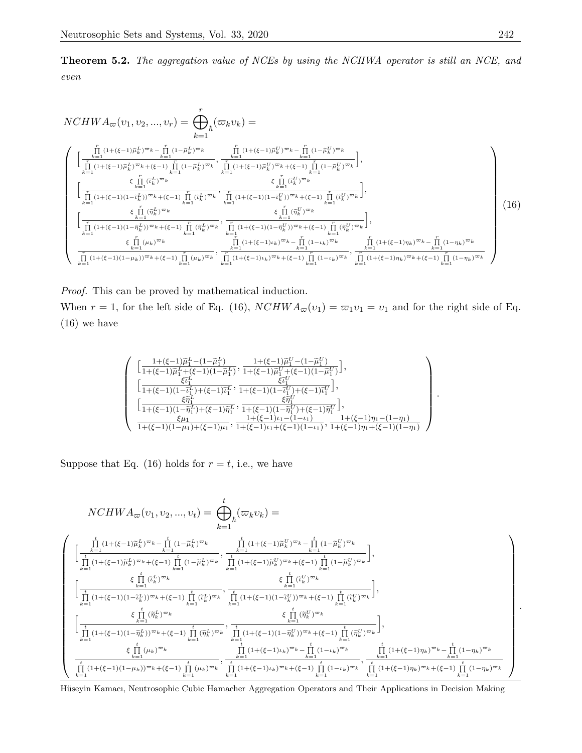**Theorem 5.2.** *The aggregation value of NCEs by using the NCHWA operator is still an NCE, and even*

$$NCHWA_{\varpi}(\upsilon_1, \upsilon_2, ..., \upsilon_r) = \bigoplus_{\hbar}{}_{k=1}^{r}(\varpi_k \upsilon_k) =$$

$$\left( \begin{array}{l} \Big[\frac{\prod_{k=1}^{r}(1+(\xi-1)\widetilde{\mu}_k^L)^{\varpi_k} - \prod_{k=1}^{r}(1-\widetilde{\mu}_k^L)^{\varpi_k}}{\prod_{k=1}^{r}(1+(\xi-1)\widetilde{\mu}_k^L)^{\varpi_k} + (\xi-1)\prod_{k=1}^{r}(1-\widetilde{\mu}_k^L)^{\varpi_k}}, \frac{\prod_{k=1}^{r}(1+(\xi-1)\widetilde{\mu}_k^U)^{\varpi_k} - \prod_{k=1}^{r}(1-\widetilde{\mu}_k^U)^{\varpi_k}}{\prod_{k=1}^{r}(1+(\xi-1)\widetilde{\mu}_k^U)^{\varpi_k} + (\xi-1)\prod_{k=1}^{r}(1-\widetilde{\mu}_k^U)^{\varpi_k}}\Big], \\ \Big[\frac{\xi\prod_{k=1}^{r}(\widetilde{\iota}_k^L)^{\varpi_k}}{\prod_{k=1}^{r}(1+(\xi-1)(1-\widetilde{\iota}_k^L))^{\varpi_k} + (\xi-1)\prod_{k=1}^{r}(\widetilde{\iota}_k^L)^{\varpi_k}}, \frac{\xi\prod_{k=1}^{r}(\widetilde{\iota}_k^U)^{\varpi_k}}{\prod_{k=1}^{r}(1+(\xi-1)(1-\widetilde{\iota}_k^U))^{\varpi_k} + (\xi-1)\prod_{k=1}^{r}(\widetilde{\iota}_k^U)^{\varpi_k}}\Big], \\ \Big[\frac{\xi\prod_{k=1}^{r}(\widetilde{\eta}_k^L)^{\varpi_k}}{\prod_{k=1}^{r}(1+(\xi-1)(1-\widetilde{\eta}_k^L))^{\varpi_k} + (\xi-1)\prod_{k=1}^{r}(\widetilde{\eta}_k^L)^{\varpi_k}}, \frac{\xi\prod_{k=1}^{r}(\widetilde{\eta}_k^U)^{\varpi_k}}{\prod_{k=1}^{r}(1+(\xi-1)(1-\widetilde{\eta}_k^U))^{\varpi_k} + (\xi-1)\prod_{k=1}^{r}(\widetilde{\eta}_k^U)^{\varpi_k}}\Big], \\ \frac{\xi\prod_{k=1}^{r}(\mu_k)^{\varpi_k}}{\prod_{k=1}^{r}(1+(\xi-1)(1-\mu_k))^{\varpi_k} + (\xi-1)\prod_{k=1}^{r}(\mu_k)^{\varpi_k}}, \frac{\prod_{k=1}^{r}(1+(\xi-1)\iota_k)^{\varpi_k} - \prod_{k=1}^{r}(1-\iota_k)^{\varpi_k}}{\prod_{k=1}^{r}(1+(\xi-1)\iota_k)^{\varpi_k} + (\xi-1)\prod_{k=1}^{r}(1-\iota_k)^{\varpi_k}}, \frac{\prod_{k=1}^{r}(1+(\xi-1)\eta_k)^{\varpi_k} - \prod_{k=1}^{r}(1-\eta_k)^{\varpi_k}}{\prod_{k=1}^{r}(1+(\xi-1)\eta_k)^{\varpi_k} + (\xi-1)\prod_{k=1}^{r}(1-\eta_k)^{\varpi_k}} \end{array} \right) \quad (16)$$

*Proof.* This can be proved by mathematical induction.

When $r = 1$, for the left side of Eq. (16), $NCHWA_{\varpi}(\upsilon_1) = \varpi_1 \upsilon_1 = \upsilon_1$ and for the right side of Eq. (16) we have

$$\left( \begin{array}{l} \Big[\frac{1+(\xi-1)\widetilde{\mu}_1^L - (1-\widetilde{\mu}_1^L)}{1+(\xi-1)\widetilde{\mu}_1^L + (\xi-1)(1-\widetilde{\mu}_1^L)}, \frac{1+(\xi-1)\widetilde{\mu}_1^U - (1-\widetilde{\mu}_1^U)}{1+(\xi-1)\widetilde{\mu}_1^U + (\xi-1)(1-\widetilde{\mu}_1^U)}\Big], \\ \Big[\frac{\xi\widetilde{\iota}_1^L}{1+(\xi-1)(1-\widetilde{\iota}_1^L) + (\xi-1)\widetilde{\iota}_1^L}, \frac{\xi\widetilde{\iota}_1^U}{1+(\xi-1)(1-\widetilde{\iota}_1^U) + (\xi-1)\widetilde{\iota}_1^U}\Big], \\ \Big[\frac{\xi\widetilde{\eta}_1^L}{1+(\xi-1)(1-\widetilde{\eta}_1^L) + (\xi-1)\widetilde{\eta}_1^L}, \frac{\xi\widetilde{\eta}_1^U}{1+(\xi-1)(1-\widetilde{\eta}_1^U) + (\xi-1)\widetilde{\eta}_1^U}\Big], \\ \frac{\xi\mu_1}{1+(\xi-1)(1-\mu_1) + (\xi-1)\mu_1}, \frac{1+(\xi-1)\iota_1 - (1-\iota_1)}{1+(\xi-1)\iota_1 + (\xi-1)(1-\iota_1)}, \frac{1+(\xi-1)\eta_1 - (1-\eta_1)}{1+(\xi-1)\eta_1 + (\xi-1)(1-\eta_1)} \end{array} \right).$$

Suppose that Eq. (16) holds for $r = t$, i.e., we have

$$NCHWA_{\varpi}(\upsilon_1, \upsilon_2, ..., \upsilon_t) = \bigoplus_{\hbar}{}_{k=1}^{t}(\varpi_k \upsilon_k) =$$

$$\left( \begin{array}{l} \Big[\frac{\prod_{k=1}^{t}(1+(\xi-1)\widetilde{\mu}_k^L)^{\varpi_k} - \prod_{k=1}^{t}(1-\widetilde{\mu}_k^L)^{\varpi_k}}{\prod_{k=1}^{t}(1+(\xi-1)\widetilde{\mu}_k^L)^{\varpi_k} + (\xi-1)\prod_{k=1}^{t}(1-\widetilde{\mu}_k^L)^{\varpi_k}}, \frac{\prod_{k=1}^{t}(1+(\xi-1)\widetilde{\mu}_k^U)^{\varpi_k} - \prod_{k=1}^{t}(1-\widetilde{\mu}_k^U)^{\varpi_k}}{\prod_{k=1}^{t}(1+(\xi-1)\widetilde{\mu}_k^U)^{\varpi_k} + (\xi-1)\prod_{k=1}^{t}(1-\widetilde{\mu}_k^U)^{\varpi_k}}\Big], \\ \Big[\frac{\xi\prod_{k=1}^{t}(\widetilde{\iota}_k^L)^{\varpi_k}}{\prod_{k=1}^{t}(1+(\xi-1)(1-\widetilde{\iota}_k^L))^{\varpi_k} + (\xi-1)\prod_{k=1}^{t}(\widetilde{\iota}_k^L)^{\varpi_k}}, \frac{\xi\prod_{k=1}^{t}(\widetilde{\iota}_k^U)^{\varpi_k}}{\prod_{k=1}^{t}(1+(\xi-1)(1-\widetilde{\iota}_k^U))^{\varpi_k} + (\xi-1)\prod_{k=1}^{t}(\widetilde{\iota}_k^U)^{\varpi_k}}\Big], \\ \Big[\frac{\xi\prod_{k=1}^{t}(\widetilde{\eta}_k^L)^{\varpi_k}}{\prod_{k=1}^{t}(1+(\xi-1)(1-\widetilde{\eta}_k^L))^{\varpi_k} + (\xi-1)\prod_{k=1}^{t}(\widetilde{\eta}_k^L)^{\varpi_k}}, \frac{\xi\prod_{k=1}^{t}(\widetilde{\eta}_k^U)^{\varpi_k}}{\prod_{k=1}^{t}(1+(\xi-1)(1-\widetilde{\eta}_k^U))^{\varpi_k} + (\xi-1)\prod_{k=1}^{t}(\widetilde{\eta}_k^U)^{\varpi_k}}\Big], \\ \frac{\xi\prod_{k=1}^{t}(\mu_k)^{\varpi_k}}{\prod_{k=1}^{t}(1+(\xi-1)(1-\mu_k))^{\varpi_k} + (\xi-1)\prod_{k=1}^{t}(\mu_k)^{\varpi_k}}, \frac{\prod_{k=1}^{t}(1+(\xi-1)\iota_k)^{\varpi_k} - \prod_{k=1}^{t}(1-\iota_k)^{\varpi_k}}{\prod_{k=1}^{t}(1+(\xi-1)\iota_k)^{\varpi_k} + (\xi-1)\prod_{k=1}^{t}(1-\iota_k)^{\varpi_k}}, \frac{\prod_{k=1}^{t}(1+(\xi-1)\eta_k)^{\varpi_k} - \prod_{k=1}^{t}(1-\eta_k)^{\varpi_k}}{\prod_{k=1}^{t}(1+(\xi-1)\eta_k)^{\varpi_k} + (\xi-1)\prod_{k=1}^{t}(1-\eta_k)^{\varpi_k}} \end{array} \right).$$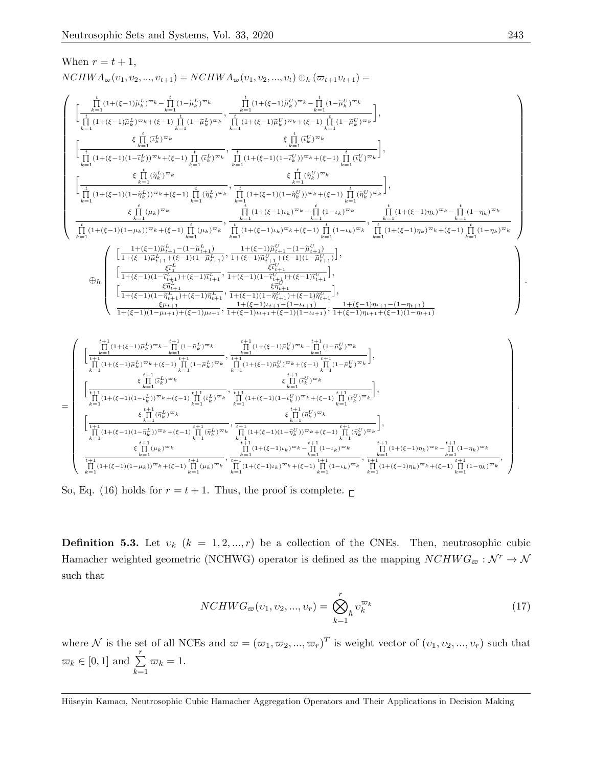When $r = t + 1$,

$NCHWA_{\varpi}(\upsilon_1, \upsilon_2, ..., \upsilon_{t+1}) = NCHWA_{\varpi}(\upsilon_1, \upsilon_2, ..., \upsilon_t) \oplus_{\hbar} (\varpi_{t+1}\upsilon_{t+1}) =$

$$
\left(\begin{array}{l}
\Big[\frac{\prod_{k=1}^{t}(1+(\xi-1)\widetilde{\mu}_k^L)^{\varpi_k}-\prod_{k=1}^{t}(1-\widetilde{\mu}_k^L)^{\varpi_k}}{\prod_{k=1}^{t}(1+(\xi-1)\widetilde{\mu}_k^L)^{\varpi_k}+(\xi-1)\prod_{k=1}^{t}(1-\widetilde{\mu}_k^L)^{\varpi_k}}, \frac{\prod_{k=1}^{t}(1+(\xi-1)\widetilde{\mu}_k^U)^{\varpi_k}-\prod_{k=1}^{t}(1-\widetilde{\mu}_k^U)^{\varpi_k}}{\prod_{k=1}^{t}(1+(\xi-1)\widetilde{\mu}_k^U)^{\varpi_k}+(\xi-1)\prod_{k=1}^{t}(1-\widetilde{\mu}_k^U)^{\varpi_k}}\Big], \\
\Big[\frac{\xi\prod_{k=1}^{t}(\widetilde{\iota}_k^L)^{\varpi_k}}{\prod_{k=1}^{t}(1+(\xi-1)(1-\widetilde{\iota}_k^L))^{\varpi_k}+(\xi-1)\prod_{k=1}^{t}(\widetilde{\iota}_k^L)^{\varpi_k}}, \frac{\xi\prod_{k=1}^{t}(\widetilde{\iota}_k^U)^{\varpi_k}}{\prod_{k=1}^{t}(1+(\xi-1)(1-\widetilde{\iota}_k^U))^{\varpi_k}+(\xi-1)\prod_{k=1}^{t}(\widetilde{\iota}_k^U)^{\varpi_k}}\Big], \\
\Big[\frac{\xi\prod_{k=1}^{t}(\widetilde{\eta}_k^L)^{\varpi_k}}{\prod_{k=1}^{t}(1+(\xi-1)(1-\widetilde{\eta}_k^L))^{\varpi_k}+(\xi-1)\prod_{k=1}^{t}(\widetilde{\eta}_k^L)^{\varpi_k}}, \frac{\xi\prod_{k=1}^{t}(\widetilde{\eta}_k^U)^{\varpi_k}}{\prod_{k=1}^{t}(1+(\xi-1)(1-\widetilde{\eta}_k^U))^{\varpi_k}+(\xi-1)\prod_{k=1}^{t}(\widetilde{\eta}_k^U)^{\varpi_k}}\Big], \\
\frac{\xi\prod_{k=1}^{t}(\mu_k)^{\varpi_k}}{\prod_{k=1}^{t}(1+(\xi-1)(1-\mu_k))^{\varpi_k}+(\xi-1)\prod_{k=1}^{t}(\mu_k)^{\varpi_k}}, \frac{\prod_{k=1}^{t}(1+(\xi-1)\iota_k)^{\varpi_k}-\prod_{k=1}^{t}(1-\iota_k)^{\varpi_k}}{\prod_{k=1}^{t}(1+(\xi-1)\iota_k)^{\varpi_k}+(\xi-1)\prod_{k=1}^{t}(1-\iota_k)^{\varpi_k}}, \frac{\prod_{k=1}^{t}(1+(\xi-1)\eta_k)^{\varpi_k}-\prod_{k=1}^{t}(1-\eta_k)^{\varpi_k}}{\prod_{k=1}^{t}(1+(\xi-1)\eta_k)^{\varpi_k}+(\xi-1)\prod_{k=1}^{t}(1-\eta_k)^{\varpi_k}}
\end{array}\right)
$$

$$
\oplus_{\hbar}\left(\begin{array}{l}
\Big[\frac{1+(\xi-1)\widetilde{\mu}_{t+1}^L-(1-\widetilde{\mu}_{t+1}^L)}{1+(\xi-1)\widetilde{\mu}_{t+1}^L+(\xi-1)(1-\widetilde{\mu}_{t+1}^L)}, \frac{1+(\xi-1)\widetilde{\mu}_{t+1}^U-(1-\widetilde{\mu}_{t+1}^U)}{1+(\xi-1)\widetilde{\mu}_{t+1}^U+(\xi-1)(1-\widetilde{\mu}_{t+1}^U)}\Big], \\
\Big[\frac{\xi\widetilde{\iota}_1^L}{1+(\xi-1)(1-\widetilde{\iota}_{t+1}^L)+(\xi-1)\widetilde{\iota}_{t+1}^L}, \frac{\xi\widetilde{\iota}_{t+1}^U}{1+(\xi-1)(1-\widetilde{\iota}_{t+1}^U)+(\xi-1)\widetilde{\iota}_{t+1}^U}\Big], \\
\Big[\frac{\xi\widetilde{\eta}_{t+1}^L}{1+(\xi-1)(1-\widetilde{\eta}_{t+1}^L)+(\xi-1)\widetilde{\eta}_{t+1}^L}, \frac{\xi\widetilde{\eta}_{t+1}^U}{1+(\xi-1)(1-\widetilde{\eta}_{t+1}^U)+(\xi-1)\widetilde{\eta}_{t+1}^U}\Big], \\
\frac{\xi\mu_{t+1}}{1+(\xi-1)(1-\mu_{t+1})+(\xi-1)\mu_{t+1}}, \frac{1+(\xi-1)\iota_{t+1}-(1-\iota_{t+1})}{1+(\xi-1)\iota_{t+1}+(\xi-1)(1-\iota_{t+1})}, \frac{1+(\xi-1)\eta_{t+1}-(1-\eta_{t+1})}{1+(\xi-1)\eta_{t+1}+(\xi-1)(1-\eta_{t+1})}
\end{array}\right).
$$

$$
=\left(\begin{array}{l}
\Big[\frac{\prod_{k=1}^{t+1}(1+(\xi-1)\widetilde{\mu}_k^L)^{\varpi_k}-\prod_{k=1}^{t+1}(1-\widetilde{\mu}_k^L)^{\varpi_k}}{\prod_{k=1}^{t+1}(1+(\xi-1)\widetilde{\mu}_k^L)^{\varpi_k}+(\xi-1)\prod_{k=1}^{t+1}(1-\widetilde{\mu}_k^L)^{\varpi_k}}, \frac{\prod_{k=1}^{t+1}(1+(\xi-1)\widetilde{\mu}_k^U)^{\varpi_k}-\prod_{k=1}^{t+1}(1-\widetilde{\mu}_k^U)^{\varpi_k}}{\prod_{k=1}^{t+1}(1+(\xi-1)\widetilde{\mu}_k^U)^{\varpi_k}+(\xi-1)\prod_{k=1}^{t+1}(1-\widetilde{\mu}_k^U)^{\varpi_k}}\Big], \\
\Big[\frac{\xi\prod_{k=1}^{t+1}(\widetilde{\iota}_k^L)^{\varpi_k}}{\prod_{k=1}^{t+1}(1+(\xi-1)(1-\widetilde{\iota}_k^L))^{\varpi_k}+(\xi-1)\prod_{k=1}^{t+1}(\widetilde{\iota}_k^L)^{\varpi_k}}, \frac{\xi\prod_{k=1}^{t+1}(\widetilde{\iota}_k^U)^{\varpi_k}}{\prod_{k=1}^{t+1}(1+(\xi-1)(1-\widetilde{\iota}_k^U))^{\varpi_k}+(\xi-1)\prod_{k=1}^{t+1}(\widetilde{\iota}_k^U)^{\varpi_k}}\Big], \\
\Big[\frac{\xi\prod_{k=1}^{t+1}(\widetilde{\eta}_k^L)^{\varpi_k}}{\prod_{k=1}^{t+1}(1+(\xi-1)(1-\widetilde{\eta}_k^L))^{\varpi_k}+(\xi-1)\prod_{k=1}^{t+1}(\widetilde{\eta}_k^L)^{\varpi_k}}, \frac{\xi\prod_{k=1}^{t+1}(\widetilde{\eta}_k^U)^{\varpi_k}}{\prod_{k=1}^{t+1}(1+(\xi-1)(1-\widetilde{\eta}_k^U))^{\varpi_k}+(\xi-1)\prod_{k=1}^{t+1}(\widetilde{\eta}_k^U)^{\varpi_k}}\Big], \\
\frac{\xi\prod_{k=1}^{t+1}(\mu_k)^{\varpi_k}}{\prod_{k=1}^{t+1}(1+(\xi-1)(1-\mu_k))^{\varpi_k}+(\xi-1)\prod_{k=1}^{t+1}(\mu_k)^{\varpi_k}}, \frac{\prod_{k=1}^{t+1}(1+(\xi-1)\iota_k)^{\varpi_k}-\prod_{k=1}^{t+1}(1-\iota_k)^{\varpi_k}}{\prod_{k=1}^{t+1}(1+(\xi-1)\iota_k)^{\varpi_k}+(\xi-1)\prod_{k=1}^{t+1}(1-\iota_k)^{\varpi_k}}, \frac{\prod_{k=1}^{t+1}(1+(\xi-1)\eta_k)^{\varpi_k}-\prod_{k=1}^{t+1}(1-\eta_k)^{\varpi_k}}{\prod_{k=1}^{t+1}(1+(\xi-1)\eta_k)^{\varpi_k}+(\xi-1)\prod_{k=1}^{t+1}(1-\eta_k)^{\varpi_k}},
\end{array}\right).
$$

So, Eq. (16) holds for $r = t + 1$. Thus, the proof is complete. $\square$

**Definition 5.3.** Let $\upsilon_k$ $(k = 1, 2, ..., r)$ be a collection of the CNEs. Then, neutrosophic cubic Hamacher weighted geometric (NCHWG) operator is defined as the mapping $NCHWG_{\varpi} : \mathcal{N}^r \to \mathcal{N}$ such that

$$NCHWG_{\varpi}(\upsilon_1, \upsilon_2, ..., \upsilon_r) = \bigotimes_{\hbar\, k=1}^{r} \upsilon_k^{\varpi_k} \tag{17}$$

where $\mathcal{N}$ is the set of all NCEs and $\varpi = (\varpi_1, \varpi_2, ..., \varpi_r)^T$ is weight vector of $(\upsilon_1, \upsilon_2, ..., \upsilon_r)$ such that $\varpi_k \in [0, 1]$ and $\sum_{k=1}^{r} \varpi_k = 1$.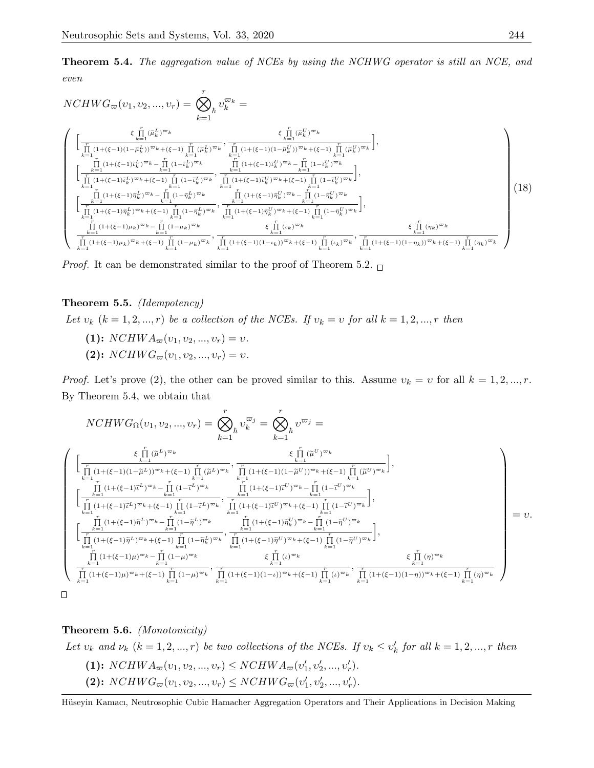**Theorem 5.4.** *The aggregation value of NCEs by using the NCHWG operator is still an NCE, and even*

$$NCHWG_{\varpi}(\upsilon_1, \upsilon_2, ..., \upsilon_r) = \bigotimes_{k=1}^{r}{}_{\hbar} \upsilon_k^{\varpi_k} =$$

$$\left( \begin{array}{l} \Big[\frac{\xi \prod\limits_{k=1}^{r} (\tilde{\mu}_k^L)^{\varpi_k}}{\prod\limits_{k=1}^{r} (1+(\xi-1)(1-\tilde{\mu}_k^L))^{\varpi_k} + (\xi-1) \prod\limits_{k=1}^{r} (\tilde{\mu}_k^L)^{\varpi_k}}, \frac{\xi \prod\limits_{k=1}^{r} (\tilde{\mu}_k^U)^{\varpi_k}}{\prod\limits_{k=1}^{r} (1+(\xi-1)(1-\tilde{\mu}_k^U))^{\varpi_k} + (\xi-1) \prod\limits_{k=1}^{r} (\tilde{\mu}_k^U)^{\varpi_k}}\Big], \\ \Big[\frac{\prod\limits_{k=1}^{r} (1+(\xi-1)\tilde{\iota}_k^L)^{\varpi_k} - \prod\limits_{k=1}^{r} (1-\tilde{\iota}_k^L)^{\varpi_k}}{\prod\limits_{k=1}^{r} (1+(\xi-1)\tilde{\iota}_k^L)^{\varpi_k} + (\xi-1) \prod\limits_{k=1}^{r} (1-\tilde{\iota}_k^L)^{\varpi_k}}, \frac{\prod\limits_{k=1}^{r} (1+(\xi-1)\tilde{\iota}_k^U)^{\varpi_k} - \prod\limits_{k=1}^{r} (1-\tilde{\iota}_k^U)^{\varpi_k}}{\prod\limits_{k=1}^{r} (1+(\xi-1)\tilde{\iota}_k^U)^{\varpi_k} + (\xi-1) \prod\limits_{k=1}^{r} (1-\tilde{\iota}_k^U)^{\varpi_k}}\Big], \\ \Big[\frac{\prod\limits_{k=1}^{r} (1+(\xi-1)\tilde{\eta}_k^L)^{\varpi_k} - \prod\limits_{k=1}^{r} (1-\tilde{\eta}_k^L)^{\varpi_k}}{\prod\limits_{k=1}^{r} (1+(\xi-1)\tilde{\eta}_k^L)^{\varpi_k} + (\xi-1) \prod\limits_{k=1}^{r} (1-\tilde{\eta}_k^L)^{\varpi_k}}, \frac{\prod\limits_{k=1}^{r} (1+(\xi-1)\tilde{\eta}_k^U)^{\varpi_k} - \prod\limits_{k=1}^{r} (1-\tilde{\eta}_k^U)^{\varpi_k}}{\prod\limits_{k=1}^{r} (1+(\xi-1)\tilde{\eta}_k^U)^{\varpi_k} + (\xi-1) \prod\limits_{k=1}^{r} (1-\tilde{\eta}_k^U)^{\varpi_k}}\Big], \\ \frac{\prod\limits_{k=1}^{r} (1+(\xi-1)\mu_k)^{\varpi_k} - \prod\limits_{k=1}^{r} (1-\mu_k)^{\varpi_k}}{\prod\limits_{k=1}^{r} (1+(\xi-1)\mu_k)^{\varpi_k} + (\xi-1) \prod\limits_{k=1}^{r} (1-\mu_k)^{\varpi_k}}, \frac{\xi \prod\limits_{k=1}^{r} (\iota_k)^{\varpi_k}}{\prod\limits_{k=1}^{r} (1+(\xi-1)(1-\iota_k))^{\varpi_k} + (\xi-1) \prod\limits_{k=1}^{r} (\iota_k)^{\varpi_k}}, \frac{\xi \prod\limits_{k=1}^{r} (\eta_k)^{\varpi_k}}{\prod\limits_{k=1}^{r} (1+(\xi-1)(1-\eta_k))^{\varpi_k} + (\xi-1) \prod\limits_{k=1}^{r} (\eta_k)^{\varpi_k}} \end{array} \right) \tag{18}$$

*Proof.* It can be demonstrated similar to the proof of Theorem 5.2. □

**Theorem 5.5.** *(Idempotency)*

*Let $\upsilon_k$ $(k = 1, 2, ..., r)$ be a collection of the NCEs. If $\upsilon_k = \upsilon$ for all $k = 1, 2, ..., r$ then*

**(1):** $NCHWA_{\varpi}(\upsilon_1, \upsilon_2, ..., \upsilon_r) = \upsilon$.

**(2):** $NCHWG_{\varpi}(\upsilon_1, \upsilon_2, ..., \upsilon_r) = \upsilon$.

*Proof.* Let's prove (2), the other can be proved similar to this. Assume $\upsilon_k = \upsilon$ for all $k = 1, 2, ..., r$. By Theorem 5.4, we obtain that

$$NCHWG_{\Omega}(\upsilon_1, \upsilon_2, ..., \upsilon_r) = \bigotimes_{k=1}^{r}{}_{\hbar} \upsilon_k^{\varpi_j} = \bigotimes_{k=1}^{r}{}_{\hbar} \upsilon^{\varpi_j} =$$

$$\left( \begin{array}{l} \Big[\frac{\xi \prod\limits_{k=1}^{r} (\tilde{\mu}^L)^{\varpi_k}}{\prod\limits_{k=1}^{r} (1+(\xi-1)(1-\tilde{\mu}^L))^{\varpi_k} + (\xi-1) \prod\limits_{k=1}^{r} (\tilde{\mu}^L)^{\varpi_k}}, \frac{\xi \prod\limits_{k=1}^{r} (\tilde{\mu}^U)^{\varpi_k}}{\prod\limits_{k=1}^{r} (1+(\xi-1)(1-\tilde{\mu}^U))^{\varpi_k} + (\xi-1) \prod\limits_{k=1}^{r} (\tilde{\mu}^U)^{\varpi_k}}\Big], \\ \Big[\frac{\prod\limits_{k=1}^{r} (1+(\xi-1)\tilde{\iota}^L)^{\varpi_k} - \prod\limits_{k=1}^{r} (1-\tilde{\iota}^L)^{\varpi_k}}{\prod\limits_{k=1}^{r} (1+(\xi-1)\tilde{\iota}^L)^{\varpi_k} + (\xi-1) \prod\limits_{k=1}^{r} (1-\tilde{\iota}^L)^{\varpi_k}}, \frac{\prod\limits_{k=1}^{r} (1+(\xi-1)\tilde{\iota}^U)^{\varpi_k} - \prod\limits_{k=1}^{r} (1-\tilde{\iota}^U)^{\varpi_k}}{\prod\limits_{k=1}^{r} (1+(\xi-1)\tilde{\iota}^U)^{\varpi_k} + (\xi-1) \prod\limits_{k=1}^{r} (1-\tilde{\iota}^U)^{\varpi_k}}\Big], \\ \Big[\frac{\prod\limits_{k=1}^{r} (1+(\xi-1)\tilde{\eta}^L)^{\varpi_k} - \prod\limits_{k=1}^{r} (1-\tilde{\eta}^L)^{\varpi_k}}{\prod\limits_{k=1}^{r} (1+(\xi-1)\tilde{\eta}^L)^{\varpi_k} + (\xi-1) \prod\limits_{k=1}^{r} (1-\tilde{\eta}_k^L)^{\varpi_k}}, \frac{\prod\limits_{k=1}^{r} (1+(\xi-1)\tilde{\eta}_k^U)^{\varpi_k} - \prod\limits_{k=1}^{r} (1-\tilde{\eta}^U)^{\varpi_k}}{\prod\limits_{k=1}^{r} (1+(\xi-1)\tilde{\eta}^U)^{\varpi_k} + (\xi-1) \prod\limits_{k=1}^{r} (1-\tilde{\eta}^U)^{\varpi_k}}\Big], \\ \frac{\prod\limits_{k=1}^{r} (1+(\xi-1)\mu)^{\varpi_k} - \prod\limits_{k=1}^{r} (1-\mu)^{\varpi_k}}{\prod\limits_{k=1}^{r} (1+(\xi-1)\mu)^{\varpi_k} + (\xi-1) \prod\limits_{k=1}^{r} (1-\mu)^{\varpi_k}}, \frac{\xi \prod\limits_{k=1}^{r} (\iota)^{\varpi_k}}{\prod\limits_{k=1}^{r} (1+(\xi-1)(1-\iota))^{\varpi_k} + (\xi-1) \prod\limits_{k=1}^{r} (\iota)^{\varpi_k}}, \frac{\xi \prod\limits_{k=1}^{r} (\eta)^{\varpi_k}}{\prod\limits_{k=1}^{r} (1+(\xi-1)(1-\eta))^{\varpi_k} + (\xi-1) \prod\limits_{k=1}^{r} (\eta)^{\varpi_k}} \end{array} \right) = \upsilon.$$

□

**Theorem 5.6.** *(Monotonicity)*

*Let $\upsilon_k$ and $\nu_k$ $(k = 1, 2, ..., r)$ be two collections of the NCEs. If $\upsilon_k \leq \upsilon'_k$ for all $k = 1, 2, ..., r$ then*

**(1):** $NCHWA_{\varpi}(\upsilon_1, \upsilon_2, ..., \upsilon_r) \leq NCHWA_{\varpi}(\upsilon'_1, \upsilon'_2, ..., \upsilon'_r)$.

**(2):** $NCHWG_{\varpi}(\upsilon_1, \upsilon_2, ..., \upsilon_r) \leq NCHWG_{\varpi}(\upsilon'_1, \upsilon'_2, ..., \upsilon'_r)$.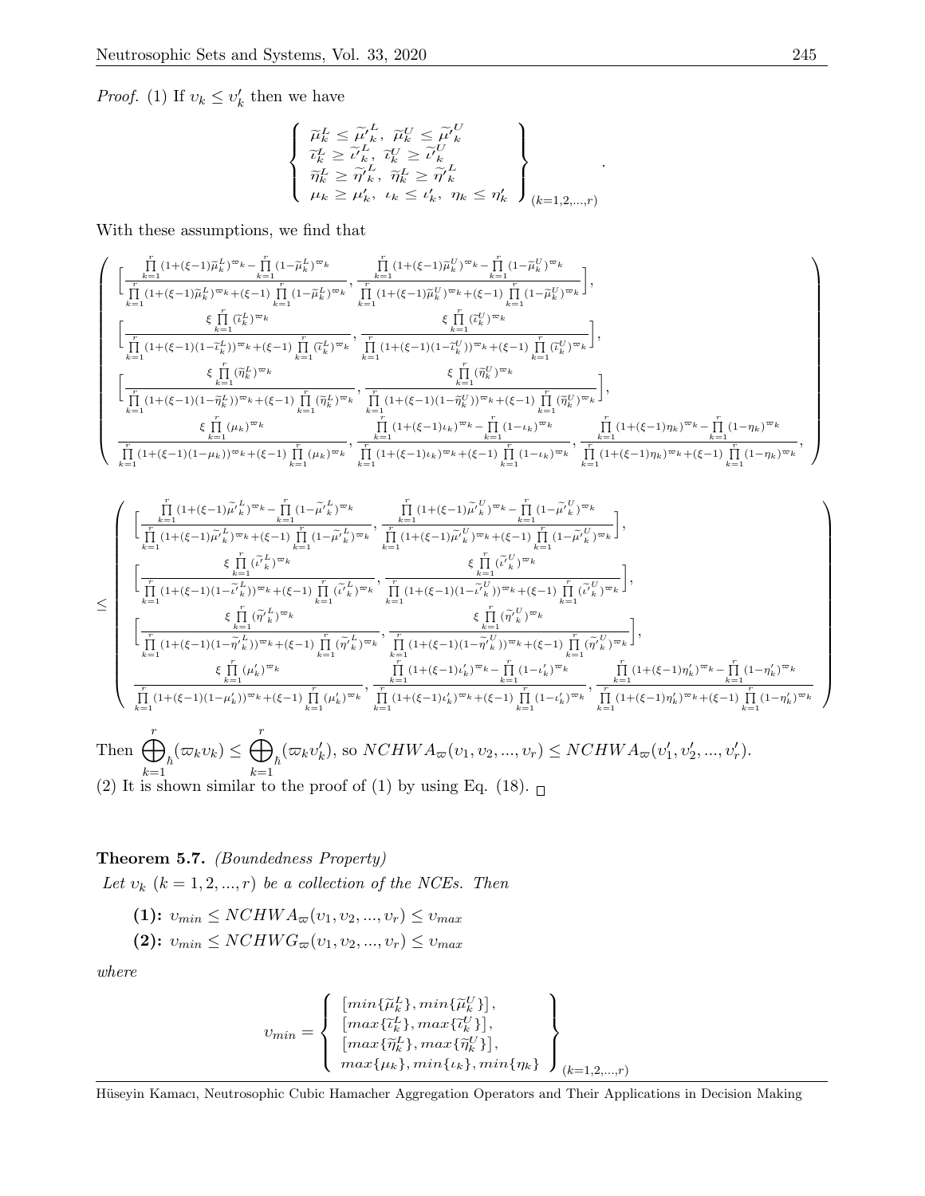*Proof.* (1) If $\upsilon_k \leq \upsilon'_k$ then we have

$$\left\{ \begin{array}{l} \widetilde{\mu}_k^L \leq \widetilde{\mu'}_k^L,\ \widetilde{\mu}_k^U \leq \widetilde{\mu'}_k^U \\ \widetilde{\iota}_k^L \geq \widetilde{\iota'}_k^L,\ \widetilde{\iota}_k^U \geq \widetilde{\iota'}_k^U \\ \widetilde{\eta}_k^L \geq \widetilde{\eta'}_k^L,\ \widetilde{\eta}_k^L \geq \widetilde{\eta'}_k^L \\ \mu_k \geq \mu'_k,\ \iota_k \leq \iota'_k,\ \eta_k \leq \eta'_k \end{array} \right\}_{(k=1,2,...,r)}.$$

With these assumptions, we find that

$$\left( \begin{array}{l} \Big[\frac{\prod_{k=1}^{r}(1+(\xi-1)\widetilde{\mu}_k^L)^{\varpi_k}-\prod_{k=1}^{r}(1-\widetilde{\mu}_k^L)^{\varpi_k}}{\prod_{k=1}^{r}(1+(\xi-1)\widetilde{\mu}_k^L)^{\varpi_k}+(\xi-1)\prod_{k=1}^{r}(1-\widetilde{\mu}_k^L)^{\varpi_k}}, \frac{\prod_{k=1}^{r}(1+(\xi-1)\widetilde{\mu}_k^U)^{\varpi_k}-\prod_{k=1}^{r}(1-\widetilde{\mu}_k^U)^{\varpi_k}}{\prod_{k=1}^{r}(1+(\xi-1)\widetilde{\mu}_k^U)^{\varpi_k}+(\xi-1)\prod_{k=1}^{r}(1-\widetilde{\mu}_k^U)^{\varpi_k}}\Big], \\ \Big[\frac{\xi\prod_{k=1}^{r}(\widetilde{\iota}_k^L)^{\varpi_k}}{\prod_{k=1}^{r}(1+(\xi-1)(1-\widetilde{\iota}_k^L))^{\varpi_k}+(\xi-1)\prod_{k=1}^{r}(\widetilde{\iota}_k^L)^{\varpi_k}}, \frac{\xi\prod_{k=1}^{r}(\widetilde{\iota}_k^U)^{\varpi_k}}{\prod_{k=1}^{r}(1+(\xi-1)(1-\widetilde{\iota}_k^U))^{\varpi_k}+(\xi-1)\prod_{k=1}^{r}(\widetilde{\iota}_k^U)^{\varpi_k}}\Big], \\ \Big[\frac{\xi\prod_{k=1}^{r}(\widetilde{\eta}_k^L)^{\varpi_k}}{\prod_{k=1}^{r}(1+(\xi-1)(1-\widetilde{\eta}_k^L))^{\varpi_k}+(\xi-1)\prod_{k=1}^{r}(\widetilde{\eta}_k^L)^{\varpi_k}}, \frac{\xi\prod_{k=1}^{r}(\widetilde{\eta}_k^U)^{\varpi_k}}{\prod_{k=1}^{r}(1+(\xi-1)(1-\widetilde{\eta}_k^U))^{\varpi_k}+(\xi-1)\prod_{k=1}^{r}(\widetilde{\eta}_k^U)^{\varpi_k}}\Big], \\ \frac{\xi\prod_{k=1}^{r}(\mu_k)^{\varpi_k}}{\prod_{k=1}^{r}(1+(\xi-1)(1-\mu_k))^{\varpi_k}+(\xi-1)\prod_{k=1}^{r}(\mu_k)^{\varpi_k}}, \frac{\prod_{k=1}^{r}(1+(\xi-1)\iota_k)^{\varpi_k}-\prod_{k=1}^{r}(1-\iota_k)^{\varpi_k}}{\prod_{k=1}^{r}(1+(\xi-1)\iota_k)^{\varpi_k}+(\xi-1)\prod_{k=1}^{r}(1-\iota_k)^{\varpi_k}}, \frac{\prod_{k=1}^{r}(1+(\xi-1)\eta_k)^{\varpi_k}-\prod_{k=1}^{r}(1-\eta_k)^{\varpi_k}}{\prod_{k=1}^{r}(1+(\xi-1)\eta_k)^{\varpi_k}+(\xi-1)\prod_{k=1}^{r}(1-\eta_k)^{\varpi_k}}, \end{array} \right)$$

$$\leq \left( \begin{array}{l} \Big[\frac{\prod_{k=1}^{r}(1+(\xi-1)\widetilde{\mu'}_k^L)^{\varpi_k}-\prod_{k=1}^{r}(1-\widetilde{\mu'}_k^L)^{\varpi_k}}{\prod_{k=1}^{r}(1+(\xi-1)\widetilde{\mu'}_k^L)^{\varpi_k}+(\xi-1)\prod_{k=1}^{r}(1-\widetilde{\mu'}_k^L)^{\varpi_k}}, \frac{\prod_{k=1}^{r}(1+(\xi-1)\widetilde{\mu'}_k^U)^{\varpi_k}-\prod_{k=1}^{r}(1-\widetilde{\mu'}_k^U)^{\varpi_k}}{\prod_{k=1}^{r}(1+(\xi-1)\widetilde{\mu'}_k^U)^{\varpi_k}+(\xi-1)\prod_{k=1}^{r}(1-\widetilde{\mu'}_k^U)^{\varpi_k}}\Big], \\ \Big[\frac{\xi\prod_{k=1}^{r}(\widetilde{\iota'}_k^L)^{\varpi_k}}{\prod_{k=1}^{r}(1+(\xi-1)(1-\widetilde{\iota'}_k^L))^{\varpi_k}+(\xi-1)\prod_{k=1}^{r}(\widetilde{\iota'}_k^L)^{\varpi_k}}, \frac{\xi\prod_{k=1}^{r}(\widetilde{\iota'}_k^U)^{\varpi_k}}{\prod_{k=1}^{r}(1+(\xi-1)(1-\widetilde{\iota'}_k^U))^{\varpi_k}+(\xi-1)\prod_{k=1}^{r}(\widetilde{\iota'}_k^U)^{\varpi_k}}\Big], \\ \Big[\frac{\xi\prod_{k=1}^{r}(\widetilde{\eta'}_k^L)^{\varpi_k}}{\prod_{k=1}^{r}(1+(\xi-1)(1-\widetilde{\eta'}_k^L))^{\varpi_k}+(\xi-1)\prod_{k=1}^{r}(\widetilde{\eta'}_k^L)^{\varpi_k}}, \frac{\xi\prod_{k=1}^{r}(\widetilde{\eta'}_k^U)^{\varpi_k}}{\prod_{k=1}^{r}(1+(\xi-1)(1-\widetilde{\eta'}_k^U))^{\varpi_k}+(\xi-1)\prod_{k=1}^{r}(\widetilde{\eta'}_k^U)^{\varpi_k}}\Big], \\ \frac{\xi\prod_{k=1}^{r}(\mu'_k)^{\varpi_k}}{\prod_{k=1}^{r}(1+(\xi-1)(1-\mu'_k))^{\varpi_k}+(\xi-1)\prod_{k=1}^{r}(\mu'_k)^{\varpi_k}}, \frac{\prod_{k=1}^{r}(1+(\xi-1)\iota'_k)^{\varpi_k}-\prod_{k=1}^{r}(1-\iota'_k)^{\varpi_k}}{\prod_{k=1}^{r}(1+(\xi-1)\iota'_k)^{\varpi_k}+(\xi-1)\prod_{k=1}^{r}(1-\iota'_k)^{\varpi_k}}, \frac{\prod_{k=1}^{r}(1+(\xi-1)\eta'_k)^{\varpi_k}-\prod_{k=1}^{r}(1-\eta'_k)^{\varpi_k}}{\prod_{k=1}^{r}(1+(\xi-1)\eta'_k)^{\varpi_k}+(\xi-1)\prod_{k=1}^{r}(1-\eta'_k)^{\varpi_k}} \end{array} \right)$$

Then $\bigoplus_{h\,k=1}^{r}(\varpi_k\upsilon_k) \leq \bigoplus_{h\,k=1}^{r}(\varpi_k\upsilon'_k)$, so $NCHWA_\varpi(\upsilon_1,\upsilon_2,...,\upsilon_r) \leq NCHWA_\varpi(\upsilon'_1,\upsilon'_2,...,\upsilon'_r)$.
(2) It is shown similar to the proof of (1) by using Eq. (18). □

**Theorem 5.7.** *(Boundedness Property)*
*Let $\upsilon_k$ $(k=1,2,...,r)$ be a collection of the NCEs. Then*

**(1):** $\upsilon_{min} \leq NCHWA_\varpi(\upsilon_1,\upsilon_2,...,\upsilon_r) \leq \upsilon_{max}$

**(2):** $\upsilon_{min} \leq NCHWG_\varpi(\upsilon_1,\upsilon_2,...,\upsilon_r) \leq \upsilon_{max}$

*where*

$$\upsilon_{min} = \left\{ \begin{array}{l} [min\{\widetilde{\mu}_k^L\}, min\{\widetilde{\mu}_k^U\}], \\ [max\{\widetilde{\iota}_k^L\}, max\{\widetilde{\iota}_k^U\}], \\ [max\{\widetilde{\eta}_k^L\}, max\{\widetilde{\eta}_k^U\}], \\ max\{\mu_k\}, min\{\iota_k\}, min\{\eta_k\} \end{array} \right\}_{(k=1,2,...,r)}$$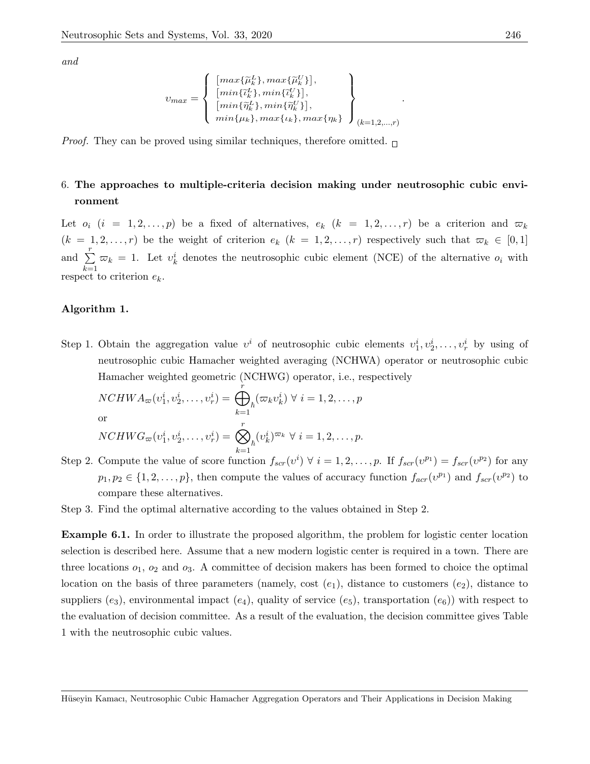*and*

$$\upsilon_{max} = \left\{ \begin{array}{l} [max\{\widetilde{\mu}_k^L\}, max\{\widetilde{\mu}_k^U\}], \\ [min\{\widetilde{\iota}_k^L\}, min\{\widetilde{\iota}_k^U\}], \\ [min\{\widetilde{\eta}_k^L\}, min\{\widetilde{\eta}_k^U\}], \\ min\{\mu_k\}, max\{\iota_k\}, max\{\eta_k\} \end{array} \right\}_{(k=1,2,\ldots,r)}.$$

*Proof.* They can be proved using similar techniques, therefore omitted. □

## 6. The approaches to multiple-criteria decision making under neutrosophic cubic environment

Let $o_i$ $(i = 1, 2, \ldots, p)$ be a fixed of alternatives, $e_k$ $(k = 1, 2, \ldots, r)$ be a criterion and $\varpi_k$ $(k = 1, 2, \ldots, r)$ be the weight of criterion $e_k$ $(k = 1, 2, \ldots, r)$ respectively such that $\varpi_k \in [0, 1]$ and $\sum_{k=1}^{r} \varpi_k = 1$. Let $\upsilon_k^i$ denotes the neutrosophic cubic element (NCE) of the alternative $o_i$ with respect to criterion $e_k$.

**Algorithm 1.**

Step 1. Obtain the aggregation value $\upsilon^i$ of neutrosophic cubic elements $\upsilon_1^i, \upsilon_2^i, \ldots, \upsilon_r^i$ by using of neutrosophic cubic Hamacher weighted averaging (NCHWA) operator or neutrosophic cubic Hamacher weighted geometric (NCHWG) operator, i.e., respectively

$$NCHWA_{\varpi}(\upsilon_1^i, \upsilon_2^i, \ldots, \upsilon_r^i) = \bigoplus_{k=1}^{r}{}_{\hbar}(\varpi_k \upsilon_k^i) \ \forall \ i = 1, 2, \ldots, p$$

or

$$NCHWG_{\varpi}(\upsilon_1^i, \upsilon_2^i, \ldots, \upsilon_r^i) = \bigotimes_{k=1}^{r}{}_{\hbar}(\upsilon_k^i)^{\varpi_k} \ \forall \ i = 1, 2, \ldots, p.$$

Step 2. Compute the value of score function $f_{scr}(\upsilon^i)$ $\forall$ $i = 1, 2, \ldots, p$. If $f_{scr}(\upsilon^{p_1}) = f_{scr}(\upsilon^{p_2})$ for any $p_1, p_2 \in \{1, 2, \ldots, p\}$, then compute the values of accuracy function $f_{acr}(\upsilon^{p_1})$ and $f_{scr}(\upsilon^{p_2})$ to compare these alternatives.

Step 3. Find the optimal alternative according to the values obtained in Step 2.

**Example 6.1.** In order to illustrate the proposed algorithm, the problem for logistic center location selection is described here. Assume that a new modern logistic center is required in a town. There are three locations $o_1$, $o_2$ and $o_3$. A committee of decision makers has been formed to choice the optimal location on the basis of three parameters (namely, cost $(e_1)$, distance to customers $(e_2)$, distance to suppliers $(e_3)$, environmental impact $(e_4)$, quality of service $(e_5)$, transportation $(e_6)$) with respect to the evaluation of decision committee. As a result of the evaluation, the decision committee gives Table 1 with the neutrosophic cubic values.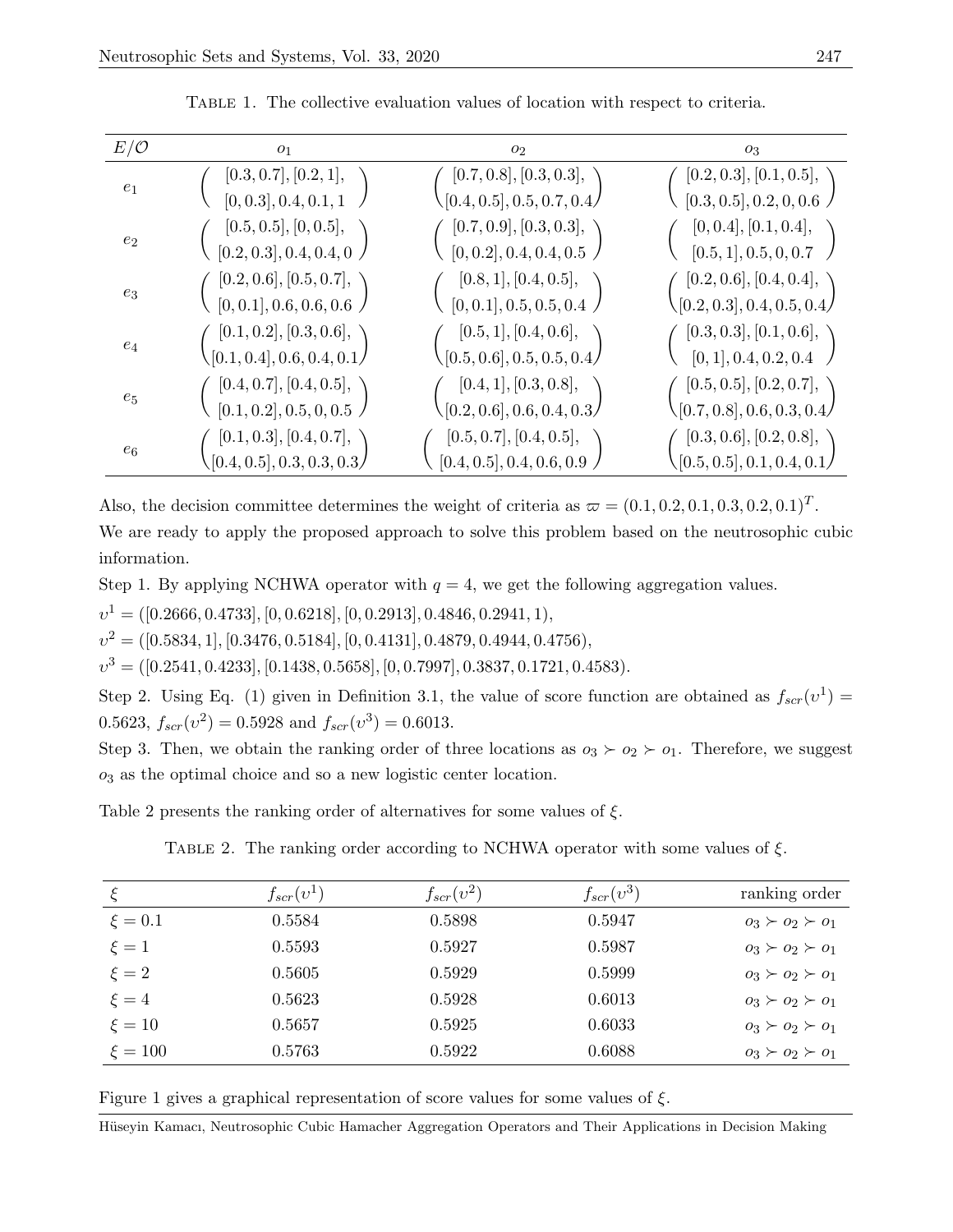Table 1. The collective evaluation values of location with respect to criteria.

| $E/\mathcal{O}$ | $o_1$ | $o_2$ | $o_3$ |
|---|---|---|---|
| $e_1$ | $\begin{pmatrix}[0.3,0.7],[0.2,1],\\ [0,0.3],0.4,0.1,1\end{pmatrix}$ | $\begin{pmatrix}[0.7,0.8],[0.3,0.3],\\ [0.4,0.5],0.5,0.7,0.4\end{pmatrix}$ | $\begin{pmatrix}[0.2,0.3],[0.1,0.5],\\ [0.3,0.5],0.2,0,0.6\end{pmatrix}$ |
| $e_2$ | $\begin{pmatrix}[0.5,0.5],[0,0.5],\\ [0.2,0.3],0.4,0.4,0\end{pmatrix}$ | $\begin{pmatrix}[0.7,0.9],[0.3,0.3],\\ [0,0.2],0.4,0.4,0.5\end{pmatrix}$ | $\begin{pmatrix}[0,0.4],[0.1,0.4],\\ [0.5,1],0.5,0,0.7\end{pmatrix}$ |
| $e_3$ | $\begin{pmatrix}[0.2,0.6],[0.5,0.7],\\ [0,0.1],0.6,0.6,0.6\end{pmatrix}$ | $\begin{pmatrix}[0.8,1],[0.4,0.5],\\ [0,0.1],0.5,0.5,0.4\end{pmatrix}$ | $\begin{pmatrix}[0.2,0.6],[0.4,0.4],\\ [0.2,0.3],0.4,0.5,0.4\end{pmatrix}$ |
| $e_4$ | $\begin{pmatrix}[0.1,0.2],[0.3,0.6],\\ [0.1,0.4],0.6,0.4,0.1\end{pmatrix}$ | $\begin{pmatrix}[0.5,1],[0.4,0.6],\\ [0.5,0.6],0.5,0.5,0.4\end{pmatrix}$ | $\begin{pmatrix}[0.3,0.3],[0.1,0.6],\\ [0,1],0.4,0.2,0.4\end{pmatrix}$ |
| $e_5$ | $\begin{pmatrix}[0.4,0.7],[0.4,0.5],\\ [0.1,0.2],0.5,0,0.5\end{pmatrix}$ | $\begin{pmatrix}[0.4,1],[0.3,0.8],\\ [0.2,0.6],0.6,0.4,0.3\end{pmatrix}$ | $\begin{pmatrix}[0.5,0.5],[0.2,0.7],\\ [0.7,0.8],0.6,0.3,0.4\end{pmatrix}$ |
| $e_6$ | $\begin{pmatrix}[0.1,0.3],[0.4,0.7],\\ [0.4,0.5],0.3,0.3,0.3\end{pmatrix}$ | $\begin{pmatrix}[0.5,0.7],[0.4,0.5],\\ [0.4,0.5],0.4,0.6,0.9\end{pmatrix}$ | $\begin{pmatrix}[0.3,0.6],[0.2,0.8],\\ [0.5,0.5],0.1,0.4,0.1\end{pmatrix}$ |

Also, the decision committee determines the weight of criteria as $\varpi = (0.1, 0.2, 0.1, 0.3, 0.2, 0.1)^T$. We are ready to apply the proposed approach to solve this problem based on the neutrosophic cubic information.

Step 1. By applying NCHWA operator with $q = 4$, we get the following aggregation values.

$\upsilon^1 = ([0.2666, 0.4733], [0, 0.6218], [0, 0.2913], 0.4846, 0.2941, 1)$,

$\upsilon^2 = ([0.5834, 1], [0.3476, 0.5184], [0, 0.4131], 0.4879, 0.4944, 0.4756)$,

$\upsilon^3 = ([0.2541, 0.4233], [0.1438, 0.5658], [0, 0.7997], 0.3837, 0.1721, 0.4583)$.

Step 2. Using Eq. (1) given in Definition 3.1, the value of score function are obtained as $f_{scr}(\upsilon^1) = 0.5623$, $f_{scr}(\upsilon^2) = 0.5928$ and $f_{scr}(\upsilon^3) = 0.6013$.

Step 3. Then, we obtain the ranking order of three locations as $o_3 \succ o_2 \succ o_1$. Therefore, we suggest $o_3$ as the optimal choice and so a new logistic center location.

Table 2 presents the ranking order of alternatives for some values of $\xi$.

Table 2. The ranking order according to NCHWA operator with some values of $\xi$.

| $\xi$ | $f_{scr}(\upsilon^1)$ | $f_{scr}(\upsilon^2)$ | $f_{scr}(\upsilon^3)$ | ranking order |
|---|---|---|---|---|
| $\xi = 0.1$ | 0.5584 | 0.5898 | 0.5947 | $o_3 \succ o_2 \succ o_1$ |
| $\xi = 1$ | 0.5593 | 0.5927 | 0.5987 | $o_3 \succ o_2 \succ o_1$ |
| $\xi = 2$ | 0.5605 | 0.5929 | 0.5999 | $o_3 \succ o_2 \succ o_1$ |
| $\xi = 4$ | 0.5623 | 0.5928 | 0.6013 | $o_3 \succ o_2 \succ o_1$ |
| $\xi = 10$ | 0.5657 | 0.5925 | 0.6033 | $o_3 \succ o_2 \succ o_1$ |
| $\xi = 100$ | 0.5763 | 0.5922 | 0.6088 | $o_3 \succ o_2 \succ o_1$ |

Figure 1 gives a graphical representation of score values for some values of $\xi$.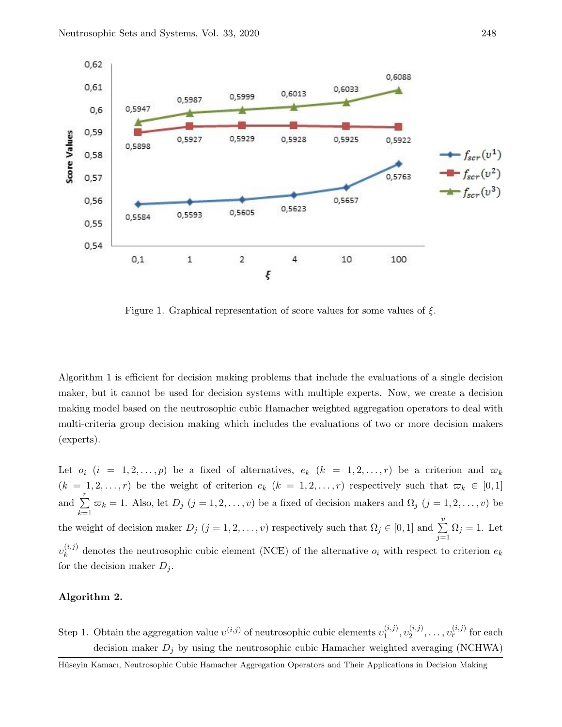Figure 1. Graphical representation of score values for some values of $\xi$.

Algorithm 1 is efficient for decision making problems that include the evaluations of a single decision maker, but it cannot be used for decision systems with multiple experts. Now, we create a decision making model based on the neutrosophic cubic Hamacher weighted aggregation operators to deal with multi-criteria group decision making which includes the evaluations of two or more decision makers (experts).

Let $o_i$ $(i = 1, 2, \ldots, p)$ be a fixed of alternatives, $e_k$ $(k = 1, 2, \ldots, r)$ be a criterion and $\varpi_k$ $(k = 1, 2, \ldots, r)$ be the weight of criterion $e_k$ $(k = 1, 2, \ldots, r)$ respectively such that $\varpi_k \in [0, 1]$ and $\sum_{k=1}^{r} \varpi_k = 1$. Also, let $D_j$ $(j = 1, 2, \ldots, v)$ be a fixed of decision makers and $\Omega_j$ $(j = 1, 2, \ldots, v)$ be the weight of decision maker $D_j$ $(j = 1, 2, \ldots, v)$ respectively such that $\Omega_j \in [0, 1]$ and $\sum_{j=1}^{v} \Omega_j = 1$. Let $\upsilon_k^{(i,j)}$ denotes the neutrosophic cubic element (NCE) of the alternative $o_i$ with respect to criterion $e_k$ for the decision maker $D_j$.

**Algorithm 2.**

Step 1. Obtain the aggregation value $\upsilon^{(i,j)}$ of neutrosophic cubic elements $\upsilon_1^{(i,j)}, \upsilon_2^{(i,j)}, \ldots, \upsilon_r^{(i,j)}$ for each decision maker $D_j$ by using the neutrosophic cubic Hamacher weighted averaging (NCHWA)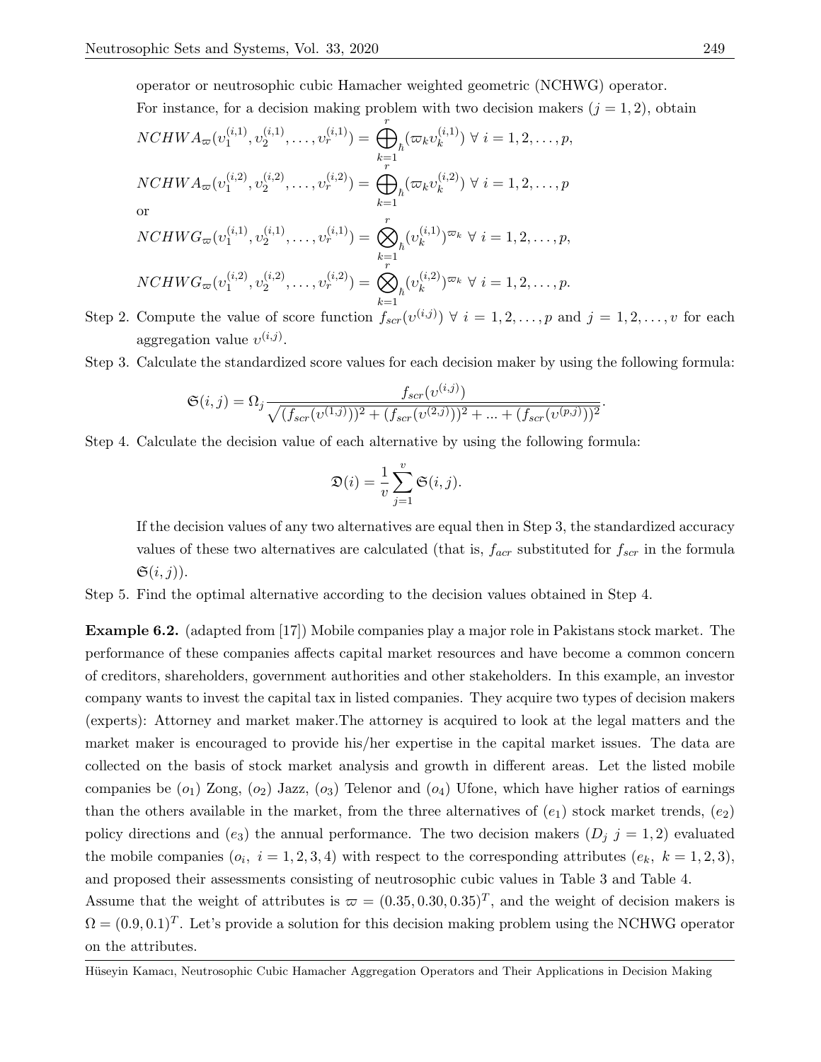operator or neutrosophic cubic Hamacher weighted geometric (NCHWG) operator.

For instance, for a decision making problem with two decision makers ($j = 1, 2$), obtain

$$NCHWA_{\varpi}(\upsilon_1^{(i,1)}, \upsilon_2^{(i,1)}, \dots, \upsilon_r^{(i,1)}) = \bigoplus_{\hbar}{}_{k=1}^{r} (\varpi_k \upsilon_k^{(i,1)}) \ \forall \ i = 1, 2, \dots, p,$$

$$NCHWA_{\varpi}(\upsilon_1^{(i,2)}, \upsilon_2^{(i,2)}, \dots, \upsilon_r^{(i,2)}) = \bigoplus_{\hbar}{}_{k=1}^{r} (\varpi_k \upsilon_k^{(i,2)}) \ \forall \ i = 1, 2, \dots, p$$

or

$$NCHWG_{\varpi}(\upsilon_1^{(i,1)}, \upsilon_2^{(i,1)}, \dots, \upsilon_r^{(i,1)}) = \bigotimes_{\hbar}{}_{k=1}^{r} (\upsilon_k^{(i,1)})^{\varpi_k} \ \forall \ i = 1, 2, \dots, p,$$

$$NCHWG_{\varpi}(\upsilon_1^{(i,2)}, \upsilon_2^{(i,2)}, \dots, \upsilon_r^{(i,2)}) = \bigotimes_{\hbar}{}_{k=1}^{r} (\upsilon_k^{(i,2)})^{\varpi_k} \ \forall \ i = 1, 2, \dots, p.$$

Step 2. Compute the value of score function $f_{scr}(\upsilon^{(i,j)}) \ \forall \ i = 1, 2, \dots, p$ and $j = 1, 2, \dots, v$ for each aggregation value $\upsilon^{(i,j)}$.

Step 3. Calculate the standardized score values for each decision maker by using the following formula:

$$\mathfrak{S}(i,j) = \Omega_j \frac{f_{scr}(\upsilon^{(i,j)})}{\sqrt{(f_{scr}(\upsilon^{(1,j)}))^2 + (f_{scr}(\upsilon^{(2,j)}))^2 + \dots + (f_{scr}(\upsilon^{(p,j)}))^2}}.$$

Step 4. Calculate the decision value of each alternative by using the following formula:

$$\mathfrak{D}(i) = \frac{1}{v} \sum_{j=1}^{v} \mathfrak{S}(i,j).$$

If the decision values of any two alternatives are equal then in Step 3, the standardized accuracy values of these two alternatives are calculated (that is, $f_{acr}$ substituted for $f_{scr}$ in the formula $\mathfrak{S}(i,j)$).

Step 5. Find the optimal alternative according to the decision values obtained in Step 4.

**Example 6.2.** (adapted from [17]) Mobile companies play a major role in Pakistans stock market. The performance of these companies affects capital market resources and have become a common concern of creditors, shareholders, government authorities and other stakeholders. In this example, an investor company wants to invest the capital tax in listed companies. They acquire two types of decision makers (experts): Attorney and market maker.The attorney is acquired to look at the legal matters and the market maker is encouraged to provide his/her expertise in the capital market issues. The data are collected on the basis of stock market analysis and growth in different areas. Let the listed mobile companies be ($o_1$) Zong, ($o_2$) Jazz, ($o_3$) Telenor and ($o_4$) Ufone, which have higher ratios of earnings than the others available in the market, from the three alternatives of ($e_1$) stock market trends, ($e_2$) policy directions and ($e_3$) the annual performance. The two decision makers ($D_j \ j = 1, 2$) evaluated the mobile companies ($o_i, \ i = 1, 2, 3, 4$) with respect to the corresponding attributes ($e_k, \ k = 1, 2, 3$), and proposed their assessments consisting of neutrosophic cubic values in Table 3 and Table 4.

Assume that the weight of attributes is $\varpi = (0.35, 0.30, 0.35)^T$, and the weight of decision makers is $\Omega = (0.9, 0.1)^T$. Let's provide a solution for this decision making problem using the NCHWG operator on the attributes.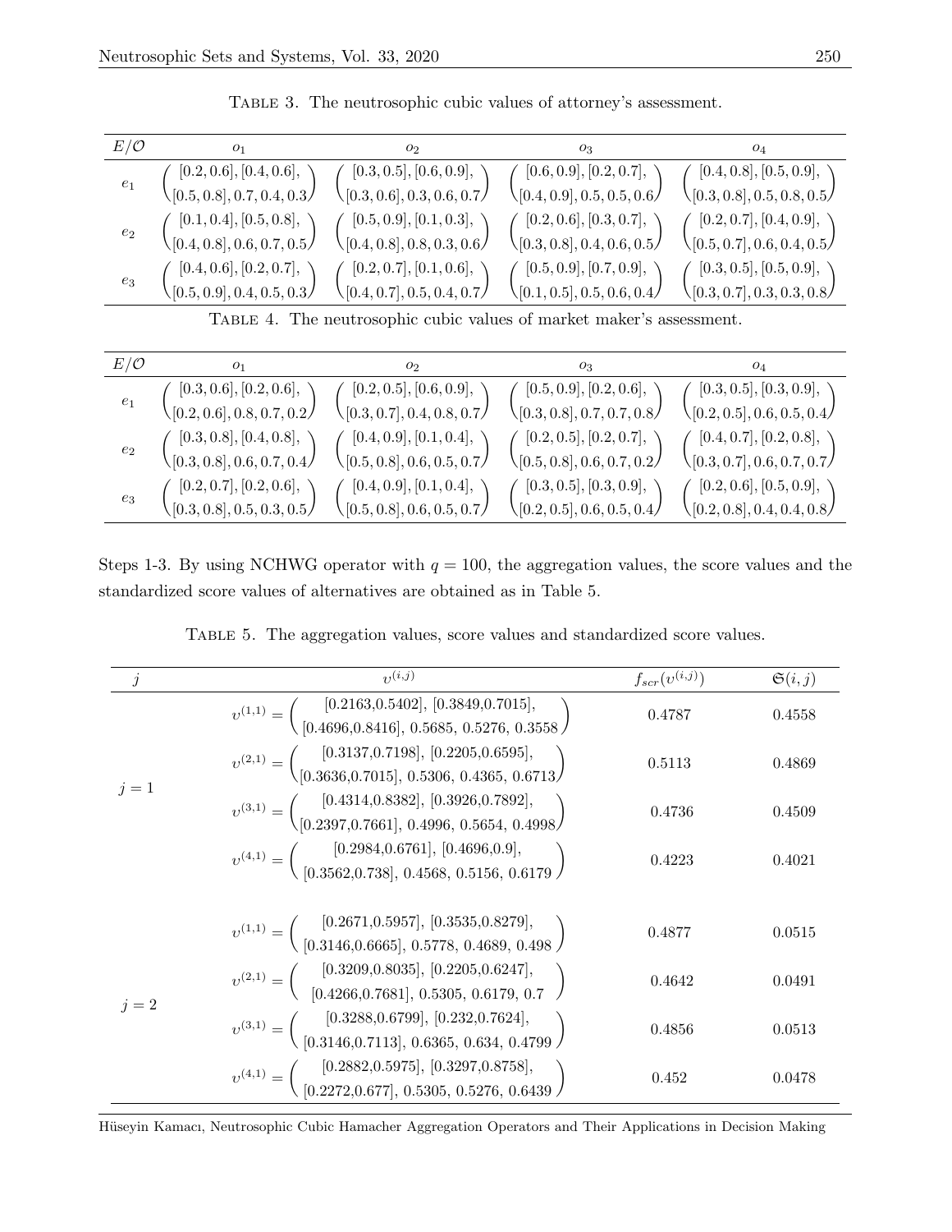Table 3. The neutrosophic cubic values of attorney's assessment.

| $E/\mathcal{O}$ | $o_1$ | $o_2$ | $o_3$ | $o_4$ |
|---|---|---|---|---|
| $e_1$ | $\begin{pmatrix} [0.2, 0.6], [0.4, 0.6], \\ [0.5, 0.8], 0.7, 0.4, 0.3 \end{pmatrix}$ | $\begin{pmatrix} [0.3, 0.5], [0.6, 0.9], \\ [0.3, 0.6], 0.3, 0.6, 0.7 \end{pmatrix}$ | $\begin{pmatrix} [0.6, 0.9], [0.2, 0.7], \\ [0.4, 0.9], 0.5, 0.5, 0.6 \end{pmatrix}$ | $\begin{pmatrix} [0.4, 0.8], [0.5, 0.9], \\ [0.3, 0.8], 0.5, 0.8, 0.5 \end{pmatrix}$ |
| $e_2$ | $\begin{pmatrix} [0.1, 0.4], [0.5, 0.8], \\ [0.4, 0.8], 0.6, 0.7, 0.5 \end{pmatrix}$ | $\begin{pmatrix} [0.5, 0.9], [0.1, 0.3], \\ [0.4, 0.8], 0.8, 0.3, 0.6 \end{pmatrix}$ | $\begin{pmatrix} [0.2, 0.6], [0.3, 0.7], \\ [0.3, 0.8], 0.4, 0.6, 0.5 \end{pmatrix}$ | $\begin{pmatrix} [0.2, 0.7], [0.4, 0.9], \\ [0.5, 0.7], 0.6, 0.4, 0.5 \end{pmatrix}$ |
| $e_3$ | $\begin{pmatrix} [0.4, 0.6], [0.2, 0.7], \\ [0.5, 0.9], 0.4, 0.5, 0.3 \end{pmatrix}$ | $\begin{pmatrix} [0.2, 0.7], [0.1, 0.6], \\ [0.4, 0.7], 0.5, 0.4, 0.7 \end{pmatrix}$ | $\begin{pmatrix} [0.5, 0.9], [0.7, 0.9], \\ [0.1, 0.5], 0.5, 0.6, 0.4 \end{pmatrix}$ | $\begin{pmatrix} [0.3, 0.5], [0.5, 0.9], \\ [0.3, 0.7], 0.3, 0.3, 0.8 \end{pmatrix}$ |

Table 4. The neutrosophic cubic values of market maker's assessment.

| $E/\mathcal{O}$ | $o_1$ | $o_2$ | $o_3$ | $o_4$ |
|---|---|---|---|---|
| $e_1$ | $\begin{pmatrix} [0.3, 0.6], [0.2, 0.6], \\ [0.2, 0.6], 0.8, 0.7, 0.2 \end{pmatrix}$ | $\begin{pmatrix} [0.2, 0.5], [0.6, 0.9], \\ [0.3, 0.7], 0.4, 0.8, 0.7 \end{pmatrix}$ | $\begin{pmatrix} [0.5, 0.9], [0.2, 0.6], \\ [0.3, 0.8], 0.7, 0.7, 0.8 \end{pmatrix}$ | $\begin{pmatrix} [0.3, 0.5], [0.3, 0.9], \\ [0.2, 0.5], 0.6, 0.5, 0.4 \end{pmatrix}$ |
| $e_2$ | $\begin{pmatrix} [0.3, 0.8], [0.4, 0.8], \\ [0.3, 0.8], 0.6, 0.7, 0.4 \end{pmatrix}$ | $\begin{pmatrix} [0.4, 0.9], [0.1, 0.4], \\ [0.5, 0.8], 0.6, 0.5, 0.7 \end{pmatrix}$ | $\begin{pmatrix} [0.2, 0.5], [0.2, 0.7], \\ [0.5, 0.8], 0.6, 0.7, 0.2 \end{pmatrix}$ | $\begin{pmatrix} [0.4, 0.7], [0.2, 0.8], \\ [0.3, 0.7], 0.6, 0.7, 0.7 \end{pmatrix}$ |
| $e_3$ | $\begin{pmatrix} [0.2, 0.7], [0.2, 0.6], \\ [0.3, 0.8], 0.5, 0.3, 0.5 \end{pmatrix}$ | $\begin{pmatrix} [0.4, 0.9], [0.1, 0.4], \\ [0.5, 0.8], 0.6, 0.5, 0.7 \end{pmatrix}$ | $\begin{pmatrix} [0.3, 0.5], [0.3, 0.9], \\ [0.2, 0.5], 0.6, 0.5, 0.4 \end{pmatrix}$ | $\begin{pmatrix} [0.2, 0.6], [0.5, 0.9], \\ [0.2, 0.8], 0.4, 0.4, 0.8 \end{pmatrix}$ |

Steps 1-3. By using NCHWG operator with $q = 100$, the aggregation values, the score values and the standardized score values of alternatives are obtained as in Table 5.

Table 5. The aggregation values, score values and standardized score values.

| $j$ | $\upsilon^{(i,j)}$ | $f_{scr}(\upsilon^{(i,j)})$ | $\mathfrak{S}(i,j)$ |
|---|---|---|---|
| $j = 1$ | $\upsilon^{(1,1)} = \begin{pmatrix} [0.2163,0.5402], [0.3849,0.7015], \\ [0.4696,0.8416], 0.5685, 0.5276, 0.3558 \end{pmatrix}$ | 0.4787 | 0.4558 |
| | $\upsilon^{(2,1)} = \begin{pmatrix} [0.3137,0.7198], [0.2205,0.6595], \\ [0.3636,0.7015], 0.5306, 0.4365, 0.6713 \end{pmatrix}$ | 0.5113 | 0.4869 |
| | $\upsilon^{(3,1)} = \begin{pmatrix} [0.4314,0.8382], [0.3926,0.7892], \\ [0.2397,0.7661], 0.4996, 0.5654, 0.4998 \end{pmatrix}$ | 0.4736 | 0.4509 |
| | $\upsilon^{(4,1)} = \begin{pmatrix} [0.2984,0.6761], [0.4696,0.9], \\ [0.3562,0.738], 0.4568, 0.5156, 0.6179 \end{pmatrix}$ | 0.4223 | 0.4021 |
| $j = 2$ | $\upsilon^{(1,1)} = \begin{pmatrix} [0.2671,0.5957], [0.3535,0.8279], \\ [0.3146,0.6665], 0.5778, 0.4689, 0.498 \end{pmatrix}$ | 0.4877 | 0.0515 |
| | $\upsilon^{(2,1)} = \begin{pmatrix} [0.3209,0.8035], [0.2205,0.6247], \\ [0.4266,0.7681], 0.5305, 0.6179, 0.7 \end{pmatrix}$ | 0.4642 | 0.0491 |
| | $\upsilon^{(3,1)} = \begin{pmatrix} [0.3288,0.6799], [0.232,0.7624], \\ [0.3146,0.7113], 0.6365, 0.634, 0.4799 \end{pmatrix}$ | 0.4856 | 0.0513 |
| | $\upsilon^{(4,1)} = \begin{pmatrix} [0.2882,0.5975], [0.3297,0.8758], \\ [0.2272,0.677], 0.5305, 0.5276, 0.6439 \end{pmatrix}$ | 0.452 | 0.0478 |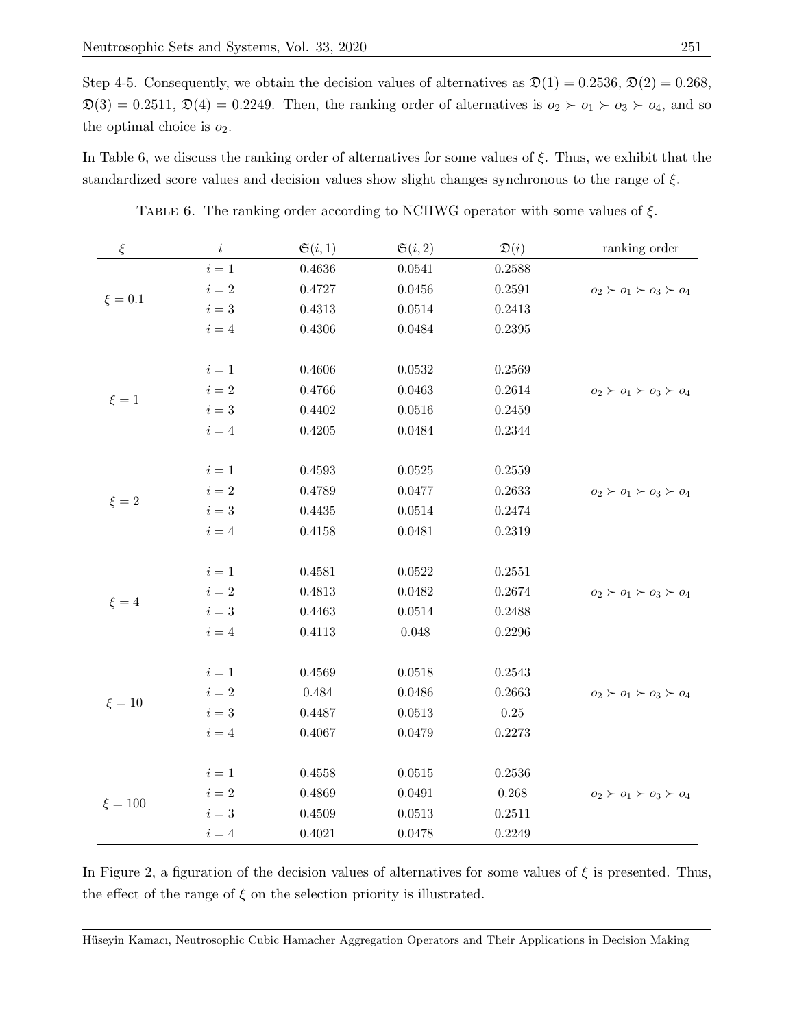Step 4-5. Consequently, we obtain the decision values of alternatives as $\mathfrak{D}(1) = 0.2536$, $\mathfrak{D}(2) = 0.268$, $\mathfrak{D}(3) = 0.2511$, $\mathfrak{D}(4) = 0.2249$. Then, the ranking order of alternatives is $o_2 \succ o_1 \succ o_3 \succ o_4$, and so the optimal choice is $o_2$.

In Table 6, we discuss the ranking order of alternatives for some values of $\xi$. Thus, we exhibit that the standardized score values and decision values show slight changes synchronous to the range of $\xi$.

TABLE 6. The ranking order according to NCHWG operator with some values of $\xi$.

| $\xi$ | $i$ | $\mathfrak{S}(i,1)$ | $\mathfrak{S}(i,2)$ | $\mathfrak{D}(i)$ | ranking order |
|---|---|---|---|---|---|
| $\xi = 0.1$ | $i = 1$ | 0.4636 | 0.0541 | 0.2588 | $o_2 \succ o_1 \succ o_3 \succ o_4$ |
| | $i = 2$ | 0.4727 | 0.0456 | 0.2591 | |
| | $i = 3$ | 0.4313 | 0.0514 | 0.2413 | |
| | $i = 4$ | 0.4306 | 0.0484 | 0.2395 | |
| $\xi = 1$ | $i = 1$ | 0.4606 | 0.0532 | 0.2569 | $o_2 \succ o_1 \succ o_3 \succ o_4$ |
| | $i = 2$ | 0.4766 | 0.0463 | 0.2614 | |
| | $i = 3$ | 0.4402 | 0.0516 | 0.2459 | |
| | $i = 4$ | 0.4205 | 0.0484 | 0.2344 | |
| $\xi = 2$ | $i = 1$ | 0.4593 | 0.0525 | 0.2559 | $o_2 \succ o_1 \succ o_3 \succ o_4$ |
| | $i = 2$ | 0.4789 | 0.0477 | 0.2633 | |
| | $i = 3$ | 0.4435 | 0.0514 | 0.2474 | |
| | $i = 4$ | 0.4158 | 0.0481 | 0.2319 | |
| $\xi = 4$ | $i = 1$ | 0.4581 | 0.0522 | 0.2551 | $o_2 \succ o_1 \succ o_3 \succ o_4$ |
| | $i = 2$ | 0.4813 | 0.0482 | 0.2674 | |
| | $i = 3$ | 0.4463 | 0.0514 | 0.2488 | |
| | $i = 4$ | 0.4113 | 0.048 | 0.2296 | |
| $\xi = 10$ | $i = 1$ | 0.4569 | 0.0518 | 0.2543 | $o_2 \succ o_1 \succ o_3 \succ o_4$ |
| | $i = 2$ | 0.484 | 0.0486 | 0.2663 | |
| | $i = 3$ | 0.4487 | 0.0513 | 0.25 | |
| | $i = 4$ | 0.4067 | 0.0479 | 0.2273 | |
| $\xi = 100$ | $i = 1$ | 0.4558 | 0.0515 | 0.2536 | $o_2 \succ o_1 \succ o_3 \succ o_4$ |
| | $i = 2$ | 0.4869 | 0.0491 | 0.268 | |
| | $i = 3$ | 0.4509 | 0.0513 | 0.2511 | |
| | $i = 4$ | 0.4021 | 0.0478 | 0.2249 | |

In Figure 2, a figuration of the decision values of alternatives for some values of $\xi$ is presented. Thus, the effect of the range of $\xi$ on the selection priority is illustrated.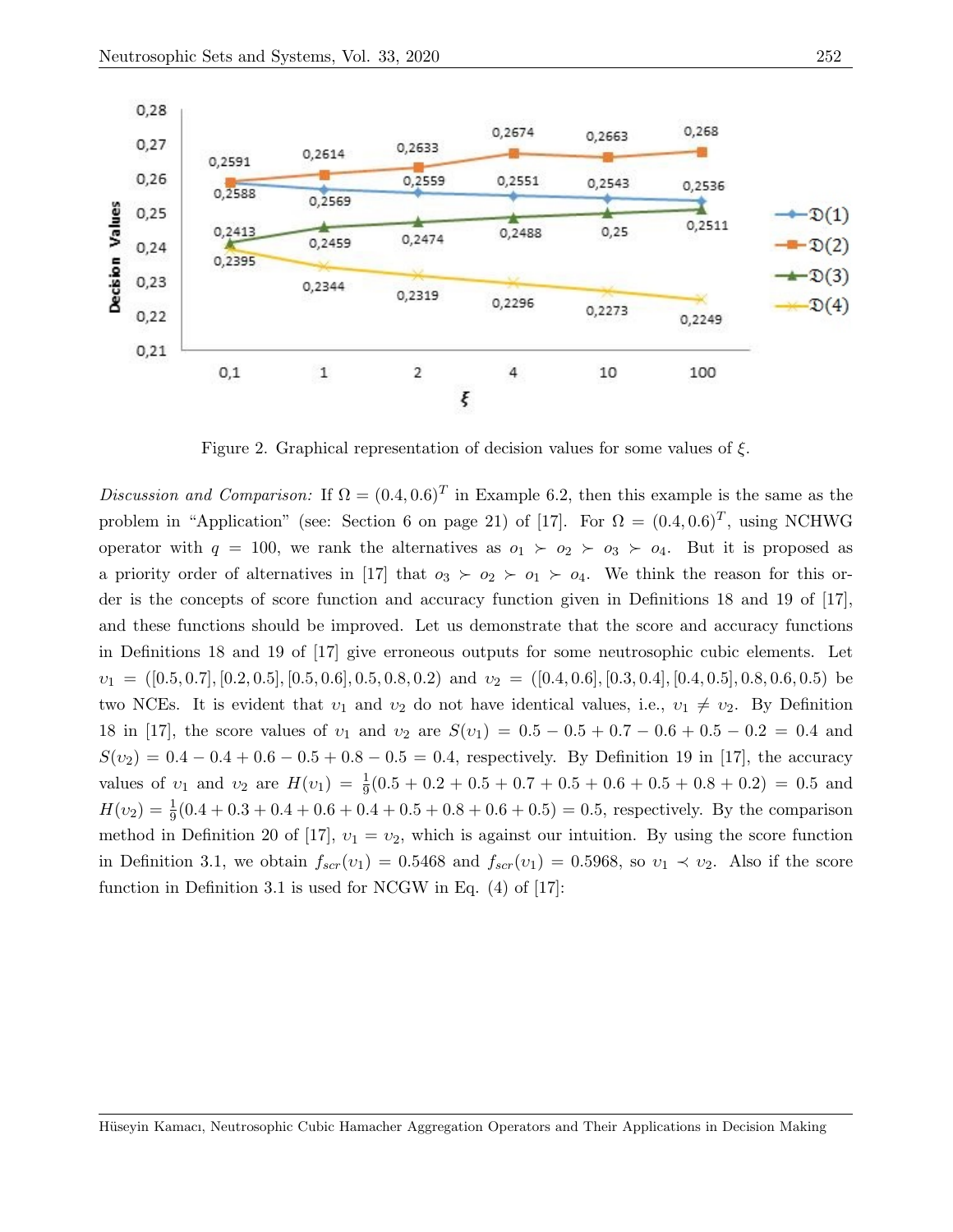Figure 2. Graphical representation of decision values for some values of $\xi$.

*Discussion and Comparison:* If $\Omega = (0.4, 0.6)^T$ in Example 6.2, then this example is the same as the problem in "Application" (see: Section 6 on page 21) of [17]. For $\Omega = (0.4, 0.6)^T$, using NCHWG operator with $q = 100$, we rank the alternatives as $o_1 \succ o_2 \succ o_3 \succ o_4$. But it is proposed as a priority order of alternatives in [17] that $o_3 \succ o_2 \succ o_1 \succ o_4$. We think the reason for this order is the concepts of score function and accuracy function given in Definitions 18 and 19 of [17], and these functions should be improved. Let us demonstrate that the score and accuracy functions in Definitions 18 and 19 of [17] give erroneous outputs for some neutrosophic cubic elements. Let $\upsilon_1 = ([0.5, 0.7], [0.2, 0.5], [0.5, 0.6], 0.5, 0.8, 0.2)$ and $\upsilon_2 = ([0.4, 0.6], [0.3, 0.4], [0.4, 0.5], 0.8, 0.6, 0.5)$ be two NCEs. It is evident that $\upsilon_1$ and $\upsilon_2$ do not have identical values, i.e., $\upsilon_1 \neq \upsilon_2$. By Definition 18 in [17], the score values of $\upsilon_1$ and $\upsilon_2$ are $S(\upsilon_1) = 0.5 - 0.5 + 0.7 - 0.6 + 0.5 - 0.2 = 0.4$ and $S(\upsilon_2) = 0.4 - 0.4 + 0.6 - 0.5 + 0.8 - 0.5 = 0.4$, respectively. By Definition 19 in [17], the accuracy values of $\upsilon_1$ and $\upsilon_2$ are $H(\upsilon_1) = \frac{1}{9}(0.5 + 0.2 + 0.5 + 0.7 + 0.5 + 0.6 + 0.5 + 0.8 + 0.2) = 0.5$ and $H(\upsilon_2) = \frac{1}{9}(0.4 + 0.3 + 0.4 + 0.6 + 0.4 + 0.5 + 0.8 + 0.6 + 0.5) = 0.5$, respectively. By the comparison method in Definition 20 of [17], $\upsilon_1 = \upsilon_2$, which is against our intuition. By using the score function in Definition 3.1, we obtain $f_{scr}(\upsilon_1) = 0.5468$ and $f_{scr}(\upsilon_1) = 0.5968$, so $\upsilon_1 \prec \upsilon_2$. Also if the score function in Definition 3.1 is used for NCGW in Eq. (4) of [17]: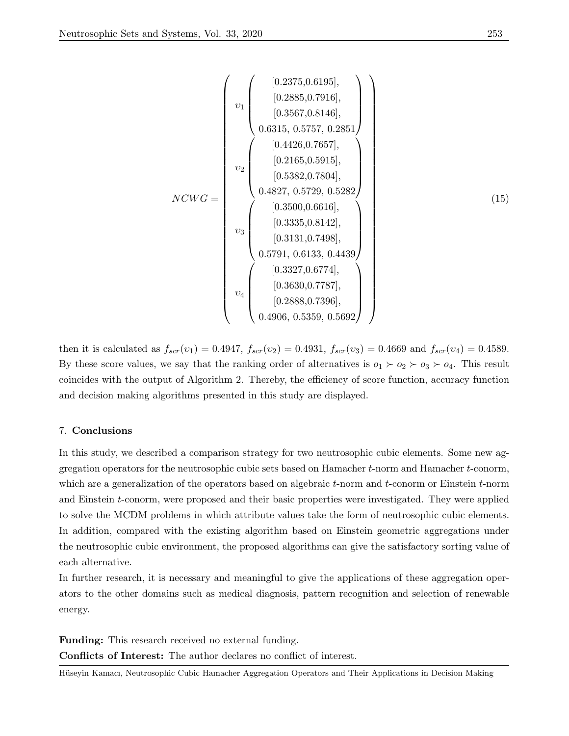$$NCWG = \begin{pmatrix} \upsilon_1 \begin{pmatrix} [0.2375,0.6195], \\ [0.2885,0.7916], \\ [0.3567,0.8146], \\ 0.6315,\ 0.5757,\ 0.2851 \end{pmatrix} \\ \upsilon_2 \begin{pmatrix} [0.4426,0.7657], \\ [0.2165,0.5915], \\ [0.5382,0.7804], \\ 0.4827,\ 0.5729,\ 0.5282 \end{pmatrix} \\ \upsilon_3 \begin{pmatrix} [0.3500,0.6616], \\ [0.3335,0.8142], \\ [0.3131,0.7498], \\ 0.5791,\ 0.6133,\ 0.4439 \end{pmatrix} \\ \upsilon_4 \begin{pmatrix} [0.3327,0.6774], \\ [0.3630,0.7787], \\ [0.2888,0.7396], \\ 0.4906,\ 0.5359,\ 0.5692 \end{pmatrix} \end{pmatrix} \tag{15}$$

then it is calculated as $f_{scr}(\upsilon_1) = 0.4947$, $f_{scr}(\upsilon_2) = 0.4931$, $f_{scr}(\upsilon_3) = 0.4669$ and $f_{scr}(\upsilon_4) = 0.4589$. By these score values, we say that the ranking order of alternatives is $o_1 \succ o_2 \succ o_3 \succ o_4$. This result coincides with the output of Algorithm 2. Thereby, the efficiency of score function, accuracy function and decision making algorithms presented in this study are displayed.

## 7. Conclusions

In this study, we described a comparison strategy for two neutrosophic cubic elements. Some new aggregation operators for the neutrosophic cubic sets based on Hamacher $t$-norm and Hamacher $t$-conorm, which are a generalization of the operators based on algebraic $t$-norm and $t$-conorm or Einstein $t$-norm and Einstein $t$-conorm, were proposed and their basic properties were investigated. They were applied to solve the MCDM problems in which attribute values take the form of neutrosophic cubic elements. In addition, compared with the existing algorithm based on Einstein geometric aggregations under the neutrosophic cubic environment, the proposed algorithms can give the satisfactory sorting value of each alternative.

In further research, it is necessary and meaningful to give the applications of these aggregation operators to the other domains such as medical diagnosis, pattern recognition and selection of renewable energy.

**Funding:** This research received no external funding.

**Conflicts of Interest:** The author declares no conflict of interest.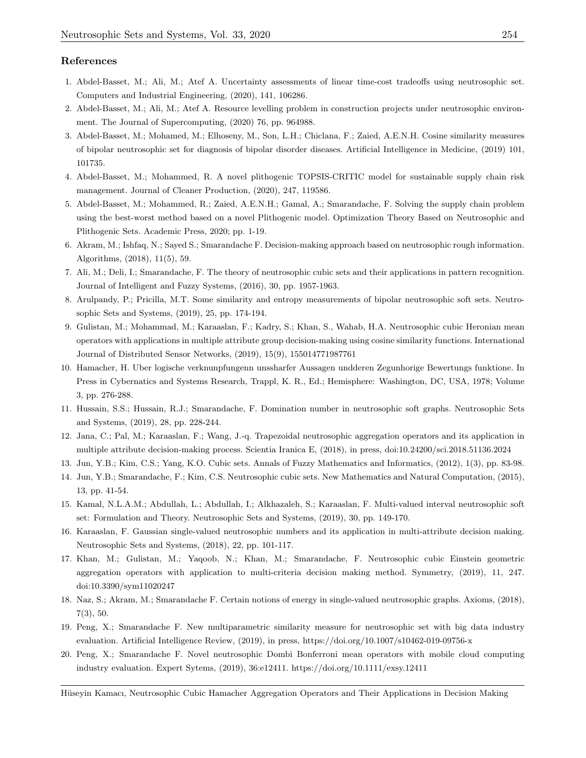## References

1. Abdel-Basset, M.; Ali, M.; Atef A. Uncertainty assessments of linear time-cost tradeoffs using neutrosophic set. Computers and Industrial Engineering, (2020), 141, 106286.
2. Abdel-Basset, M.; Ali, M.; Atef A. Resource levelling problem in construction projects under neutrosophic environment. The Journal of Supercomputing, (2020) 76, pp. 964988.
3. Abdel-Basset, M.; Mohamed, M.; Elhoseny, M., Son, L.H.; Chiclana, F.; Zaied, A.E.N.H. Cosine similarity measures of bipolar neutrosophic set for diagnosis of bipolar disorder diseases. Artificial Intelligence in Medicine, (2019) 101, 101735.
4. Abdel-Basset, M.; Mohammed, R. A novel plithogenic TOPSIS-CRITIC model for sustainable supply chain risk management. Journal of Cleaner Production, (2020), 247, 119586.
5. Abdel-Basset, M.; Mohammed, R.; Zaied, A.E.N.H.; Gamal, A.; Smarandache, F. Solving the supply chain problem using the best-worst method based on a novel Plithogenic model. Optimization Theory Based on Neutrosophic and Plithogenic Sets. Academic Press, 2020; pp. 1-19.
6. Akram, M.; Ishfaq, N.; Sayed S.; Smarandache F. Decision-making approach based on neutrosophic rough information. Algorithms, (2018), 11(5), 59.
7. Ali, M.; Deli, I.; Smarandache, F. The theory of neutrosophic cubic sets and their applications in pattern recognition. Journal of Intelligent and Fuzzy Systems, (2016), 30, pp. 1957-1963.
8. Arulpandy, P.; Pricilla, M.T. Some similarity and entropy measurements of bipolar neutrosophic soft sets. Neutrosophic Sets and Systems, (2019), 25, pp. 174-194.
9. Gulistan, M.; Mohammad, M.; Karaaslan, F.; Kadry, S.; Khan, S., Wahab, H.A. Neutrosophic cubic Heronian mean operators with applications in multiple attribute group decision-making using cosine similarity functions. International Journal of Distributed Sensor Networks, (2019), 15(9), 155014771987761
10. Hamacher, H. Uber logische verknupfungenn unssharfer Aussagen undderen Zegunhorige Bewertungs funktione. In Press in Cybernatics and Systems Research, Trappl, K. R., Ed.; Hemisphere: Washington, DC, USA, 1978; Volume 3, pp. 276-288.
11. Hussain, S.S.; Hussain, R.J.; Smarandache, F. Domination number in neutrosophic soft graphs. Neutrosophic Sets and Systems, (2019), 28, pp. 228-244.
12. Jana, C.; Pal, M.; Karaaslan, F.; Wang, J.-q. Trapezoidal neutrosophic aggregation operators and its application in multiple attribute decision-making process. Scientia Iranica E, (2018), in press, doi:10.24200/sci.2018.51136.2024
13. Jun, Y.B.; Kim, C.S.; Yang, K.O. Cubic sets. Annals of Fuzzy Mathematics and Informatics, (2012), 1(3), pp. 83-98.
14. Jun, Y.B.; Smarandache, F.; Kim, C.S. Neutrosophic cubic sets. New Mathematics and Natural Computation, (2015), 13, pp. 41-54.
15. Kamal, N.L.A.M.; Abdullah, L.; Abdullah, I.; Alkhazaleh, S.; Karaaslan, F. Multi-valued interval neutrosophic soft set: Formulation and Theory. Neutrosophic Sets and Systems, (2019), 30, pp. 149-170.
16. Karaaslan, F. Gaussian single-valued neutrosophic numbers and its application in multi-attribute decision making. Neutrosophic Sets and Systems, (2018), 22, pp. 101-117.
17. Khan, M.; Gulistan, M.; Yaqoob, N.; Khan, M.; Smarandache, F. Neutrosophic cubic Einstein geometric aggregation operators with application to multi-criteria decision making method. Symmetry, (2019), 11, 247. doi:10.3390/sym11020247
18. Naz, S.; Akram, M.; Smarandache F. Certain notions of energy in single-valued neutrosophic graphs. Axioms, (2018), 7(3), 50.
19. Peng, X.; Smarandache F. New multiparametric similarity measure for neutrosophic set with big data industry evaluation. Artificial Intelligence Review, (2019), in press, https://doi.org/10.1007/s10462-019-09756-x
20. Peng, X.; Smarandache F. Novel neutrosophic Dombi Bonferroni mean operators with mobile cloud computing industry evaluation. Expert Sytems, (2019), 36:e12411. https://doi.org/10.1111/exsy.12411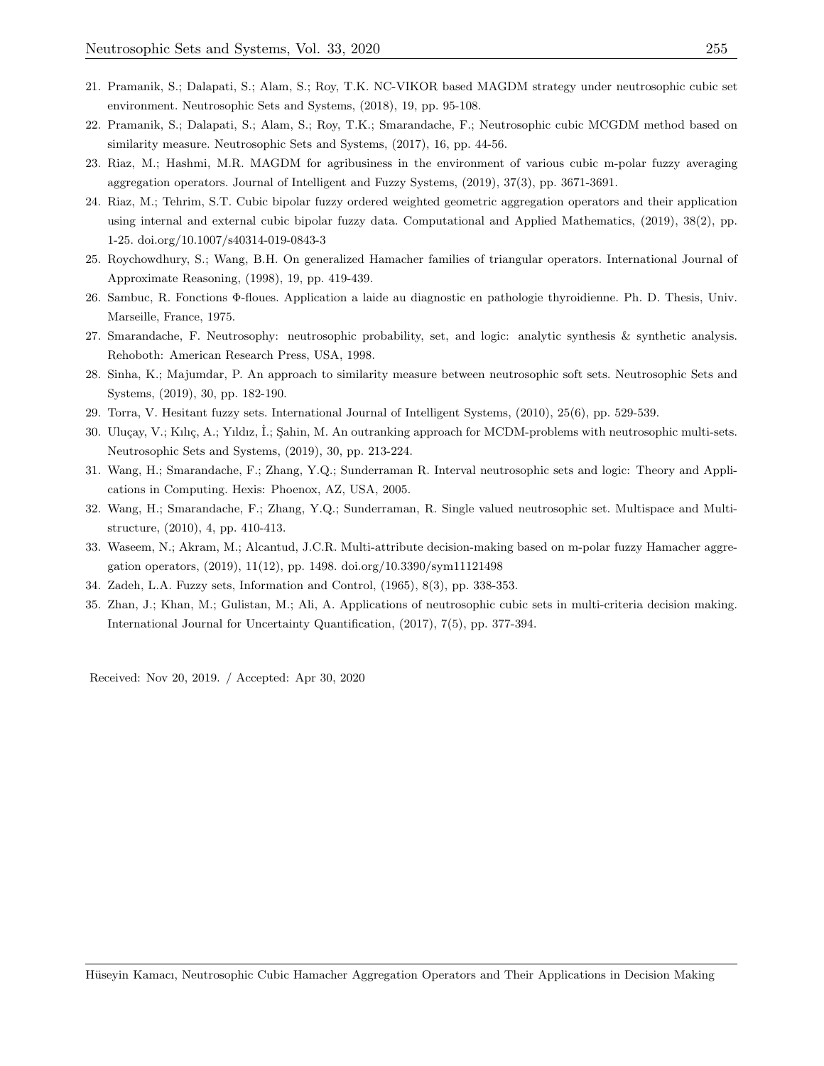21. Pramanik, S.; Dalapati, S.; Alam, S.; Roy, T.K. NC-VIKOR based MAGDM strategy under neutrosophic cubic set environment. Neutrosophic Sets and Systems, (2018), 19, pp. 95-108.
22. Pramanik, S.; Dalapati, S.; Alam, S.; Roy, T.K.; Smarandache, F.; Neutrosophic cubic MCGDM method based on similarity measure. Neutrosophic Sets and Systems, (2017), 16, pp. 44-56.
23. Riaz, M.; Hashmi, M.R. MAGDM for agribusiness in the environment of various cubic m-polar fuzzy averaging aggregation operators. Journal of Intelligent and Fuzzy Systems, (2019), 37(3), pp. 3671-3691.
24. Riaz, M.; Tehrim, S.T. Cubic bipolar fuzzy ordered weighted geometric aggregation operators and their application using internal and external cubic bipolar fuzzy data. Computational and Applied Mathematics, (2019), 38(2), pp. 1-25. doi.org/10.1007/s40314-019-0843-3
25. Roychowdhury, S.; Wang, B.H. On generalized Hamacher families of triangular operators. International Journal of Approximate Reasoning, (1998), 19, pp. 419-439.
26. Sambuc, R. Fonctions Φ-floues. Application a laide au diagnostic en pathologie thyroidienne. Ph. D. Thesis, Univ. Marseille, France, 1975.
27. Smarandache, F. Neutrosophy: neutrosophic probability, set, and logic: analytic synthesis & synthetic analysis. Rehoboth: American Research Press, USA, 1998.
28. Sinha, K.; Majumdar, P. An approach to similarity measure between neutrosophic soft sets. Neutrosophic Sets and Systems, (2019), 30, pp. 182-190.
29. Torra, V. Hesitant fuzzy sets. International Journal of Intelligent Systems, (2010), 25(6), pp. 529-539.
30. Uluçay, V.; Kılıç, A.; Yıldız, İ.; Şahin, M. An outranking approach for MCDM-problems with neutrosophic multi-sets. Neutrosophic Sets and Systems, (2019), 30, pp. 213-224.
31. Wang, H.; Smarandache, F.; Zhang, Y.Q.; Sunderraman R. Interval neutrosophic sets and logic: Theory and Applications in Computing. Hexis: Phoenox, AZ, USA, 2005.
32. Wang, H.; Smarandache, F.; Zhang, Y.Q.; Sunderraman, R. Single valued neutrosophic set. Multispace and Multistructure, (2010), 4, pp. 410-413.
33. Waseem, N.; Akram, M.; Alcantud, J.C.R. Multi-attribute decision-making based on m-polar fuzzy Hamacher aggregation operators, (2019), 11(12), pp. 1498. doi.org/10.3390/sym11121498
34. Zadeh, L.A. Fuzzy sets, Information and Control, (1965), 8(3), pp. 338-353.
35. Zhan, J.; Khan, M.; Gulistan, M.; Ali, A. Applications of neutrosophic cubic sets in multi-criteria decision making. International Journal for Uncertainty Quantification, (2017), 7(5), pp. 377-394.

Received: Nov 20, 2019. / Accepted: Apr 30, 2020